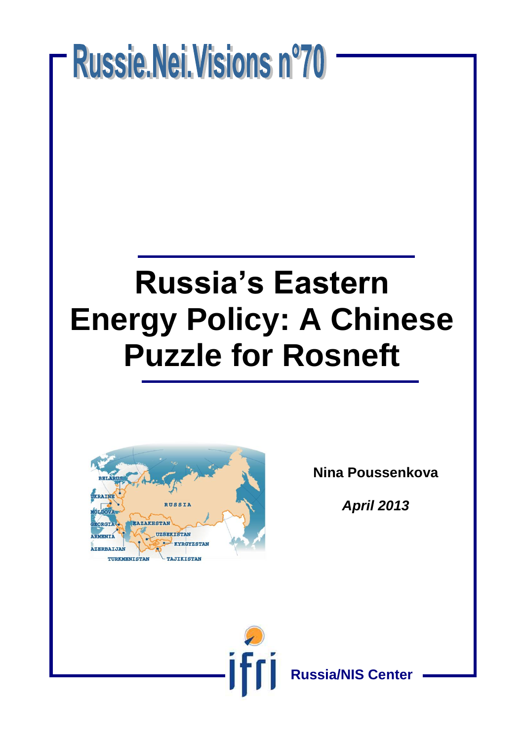# Russie.Nei.Visions n°70

# Russia's Eastern Energy Policy: A Chinese Puzzle for Rosneft

**Nina Poussenkova**

***April 2013***

**Russia/NIS Center**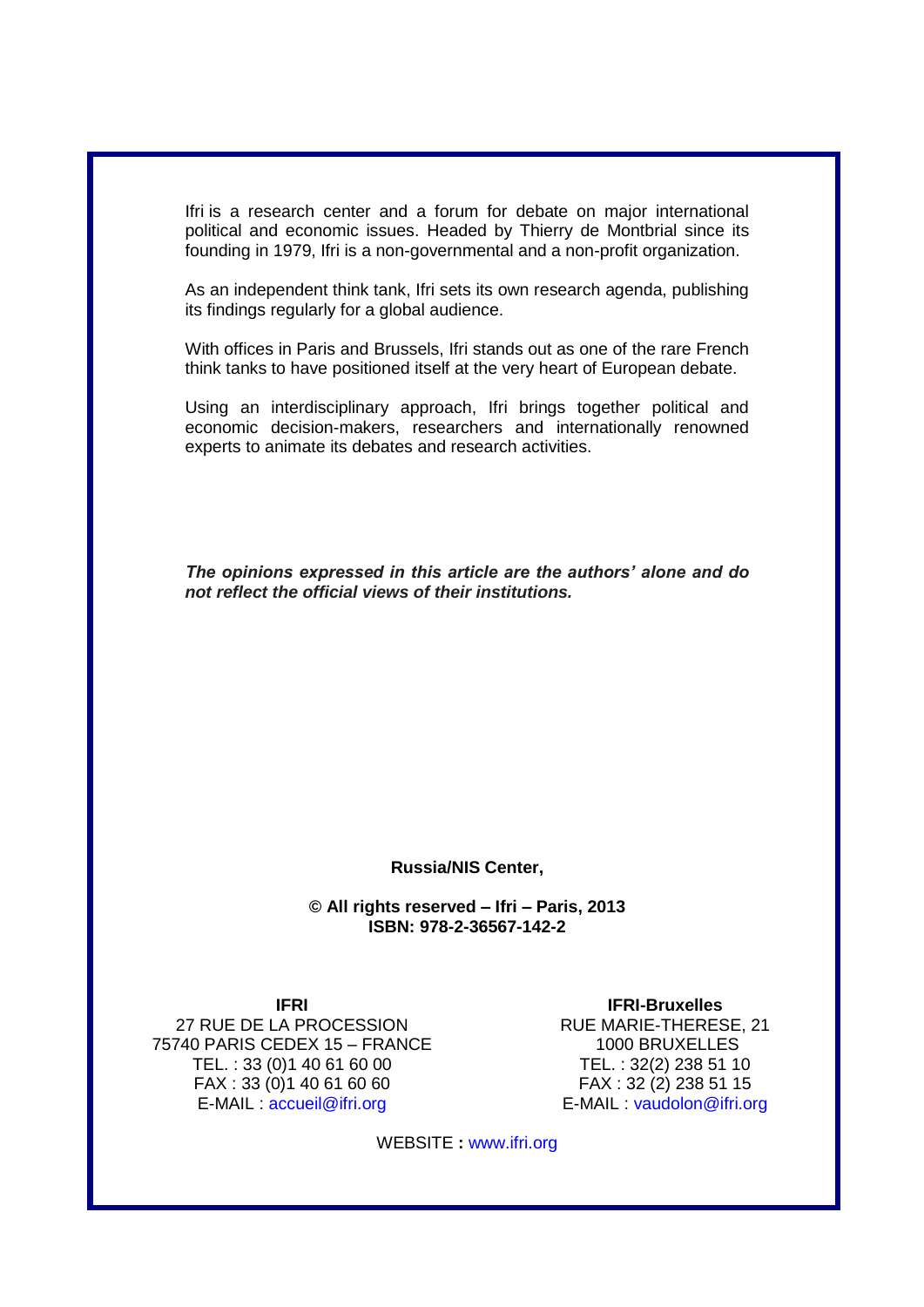Ifri is a research center and a forum for debate on major international political and economic issues. Headed by Thierry de Montbrial since its founding in 1979, Ifri is a non-governmental and a non-profit organization.

As an independent think tank, Ifri sets its own research agenda, publishing its findings regularly for a global audience.

With offices in Paris and Brussels, Ifri stands out as one of the rare French think tanks to have positioned itself at the very heart of European debate.

Using an interdisciplinary approach, Ifri brings together political and economic decision-makers, researchers and internationally renowned experts to animate its debates and research activities.

***The opinions expressed in this article are the authors' alone and do not reflect the official views of their institutions.***

**Russia/NIS Center,**

**© All rights reserved – Ifri – Paris, 2013**
**ISBN: 978-2-36567-142-2**

**IFRI**
27 RUE DE LA PROCESSION
75740 PARIS CEDEX 15 – FRANCE
TEL. : 33 (0)1 40 61 60 00
FAX : 33 (0)1 40 61 60 60
E-MAIL : accueil@ifri.org

**IFRI-Bruxelles**
RUE MARIE-THERESE, 21
1000 BRUXELLES
TEL. : 32(2) 238 51 10
FAX : 32 (2) 238 51 15
E-MAIL : vaudolon@ifri.org

WEBSITE **:** www.ifri.org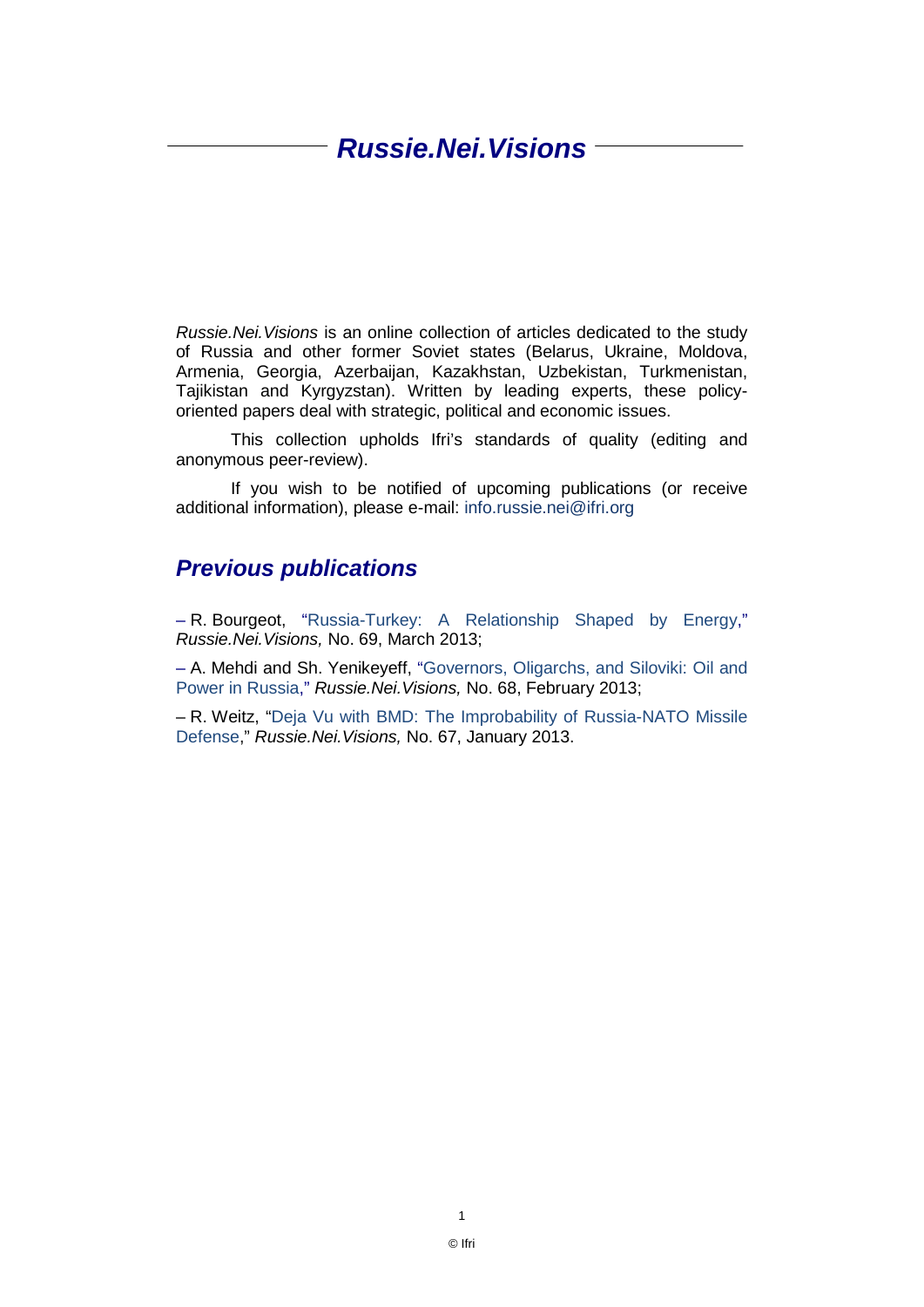# *Russie.Nei.Visions*

*Russie.Nei.Visions* is an online collection of articles dedicated to the study of Russia and other former Soviet states (Belarus, Ukraine, Moldova, Armenia, Georgia, Azerbaijan, Kazakhstan, Uzbekistan, Turkmenistan, Tajikistan and Kyrgyzstan). Written by leading experts, these policy-oriented papers deal with strategic, political and economic issues.

This collection upholds Ifri's standards of quality (editing and anonymous peer-review).

If you wish to be notified of upcoming publications (or receive additional information), please e-mail: info.russie.nei@ifri.org

## *Previous publications*

– R. Bourgeot, "Russia-Turkey: A Relationship Shaped by Energy," *Russie.Nei.Visions,* No. 69, March 2013;

– A. Mehdi and Sh. Yenikeyeff, "Governors, Oligarchs, and Siloviki: Oil and Power in Russia," *Russie.Nei.Visions,* No. 68, February 2013;

– R. Weitz, "Deja Vu with BMD: The Improbability of Russia-NATO Missile Defense," *Russie.Nei.Visions,* No. 67, January 2013.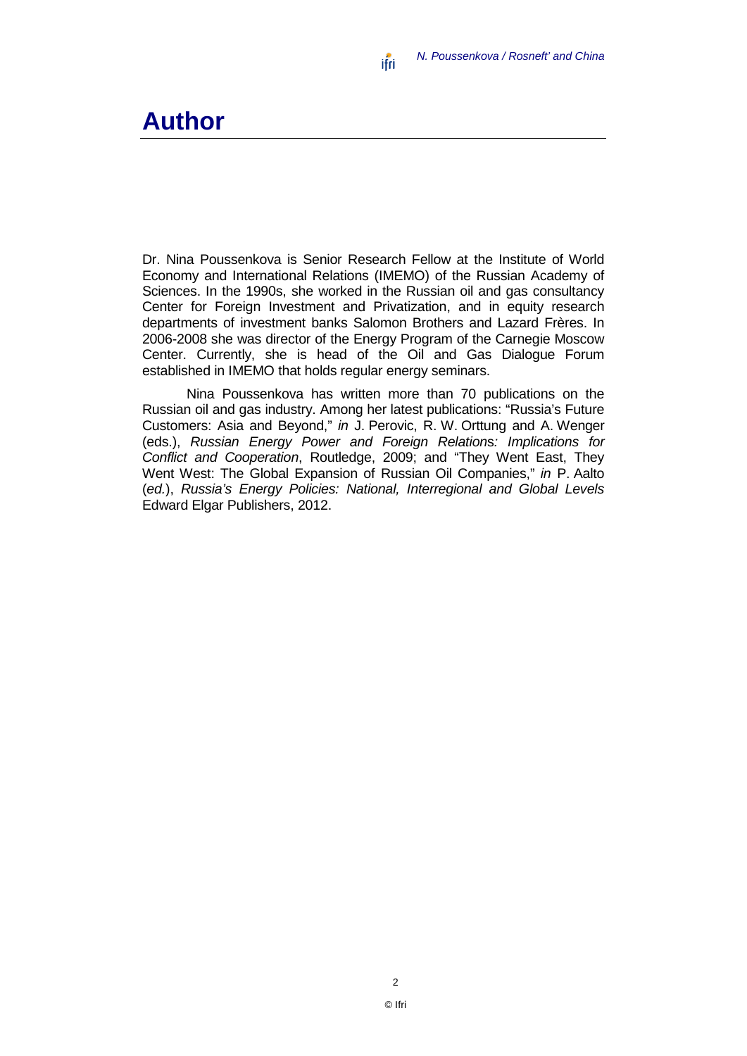# Author

Dr. Nina Poussenkova is Senior Research Fellow at the Institute of World Economy and International Relations (IMEMO) of the Russian Academy of Sciences. In the 1990s, she worked in the Russian oil and gas consultancy Center for Foreign Investment and Privatization, and in equity research departments of investment banks Salomon Brothers and Lazard Frères. In 2006-2008 she was director of the Energy Program of the Carnegie Moscow Center. Currently, she is head of the Oil and Gas Dialogue Forum established in IMEMO that holds regular energy seminars.

Nina Poussenkova has written more than 70 publications on the Russian oil and gas industry. Among her latest publications: "Russia's Future Customers: Asia and Beyond," *in* J. Perovic, R. W. Orttung and A. Wenger (eds.), *Russian Energy Power and Foreign Relations: Implications for Conflict and Cooperation*, Routledge, 2009; and "They Went East, They Went West: The Global Expansion of Russian Oil Companies," *in* P. Aalto (*ed.*), *Russia's Energy Policies: National, Interregional and Global Levels* Edward Elgar Publishers, 2012.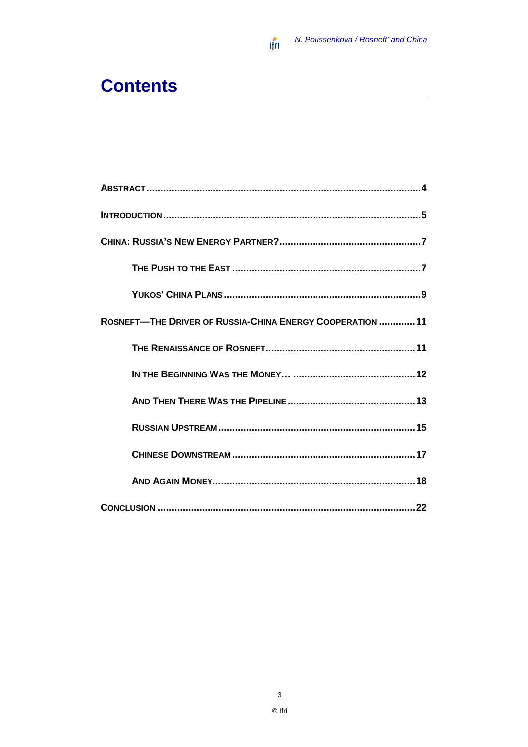# Contents

ABSTRACT .................................................................................................4

INTRODUCTION ..........................................................................................5

CHINA: RUSSIA'S NEW ENERGY PARTNER? ..................................................7

- THE PUSH TO THE EAST ...................................................................7
- YUKOS' CHINA PLANS .......................................................................9

ROSNEFT—THE DRIVER OF RUSSIA-CHINA ENERGY COOPERATION ............11

- THE RENAISSANCE OF ROSNEFT.......................................................11
- IN THE BEGINNING WAS THE MONEY… ............................................12
- AND THEN THERE WAS THE PIPELINE ..............................................13
- RUSSIAN UPSTREAM .......................................................................15
- CHINESE DOWNSTREAM ..................................................................17
- AND AGAIN MONEY.........................................................................18

CONCLUSION ...........................................................................................22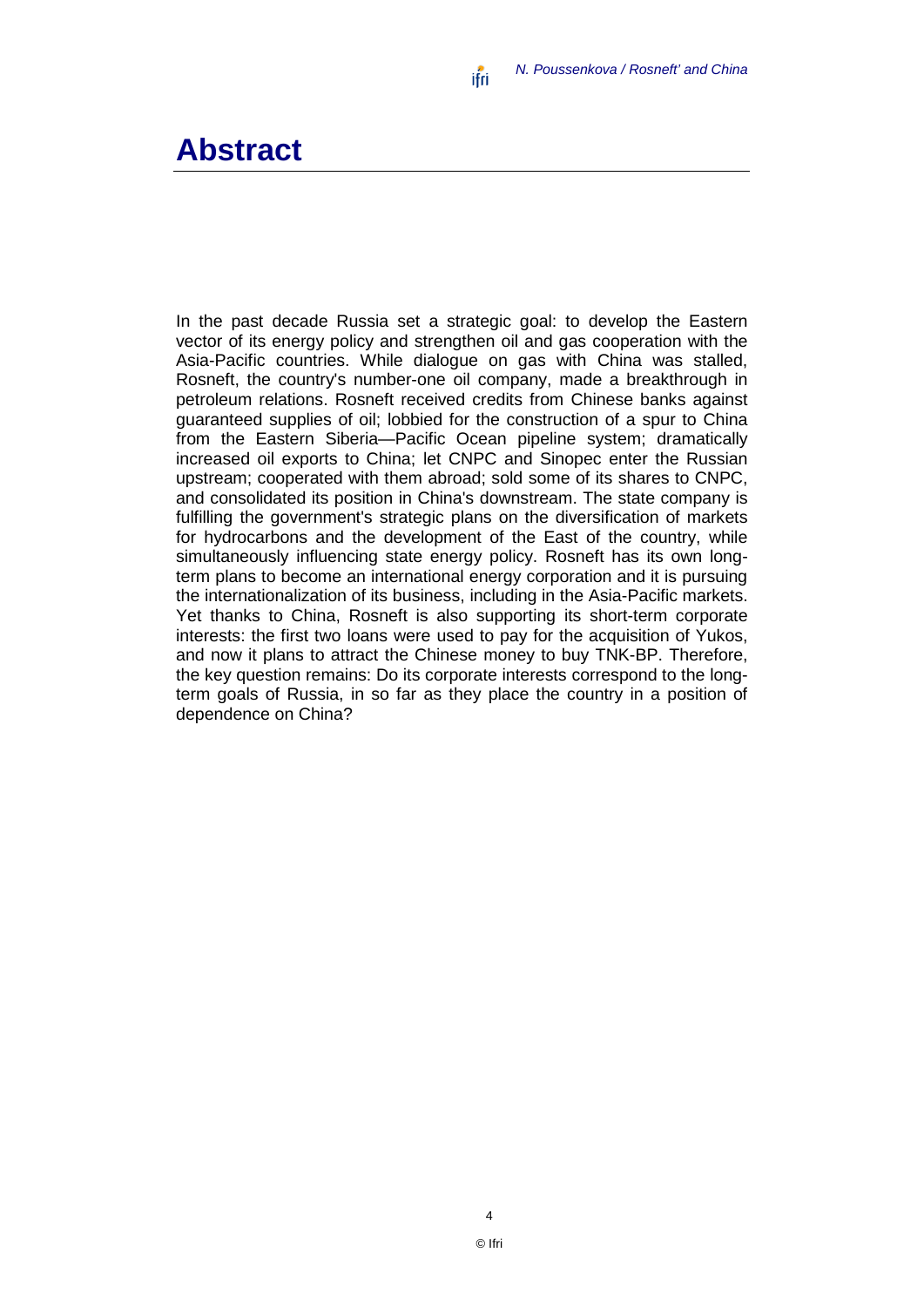# Abstract

In the past decade Russia set a strategic goal: to develop the Eastern vector of its energy policy and strengthen oil and gas cooperation with the Asia-Pacific countries. While dialogue on gas with China was stalled, Rosneft, the country's number-one oil company, made a breakthrough in petroleum relations. Rosneft received credits from Chinese banks against guaranteed supplies of oil; lobbied for the construction of a spur to China from the Eastern Siberia—Pacific Ocean pipeline system; dramatically increased oil exports to China; let CNPC and Sinopec enter the Russian upstream; cooperated with them abroad; sold some of its shares to CNPC, and consolidated its position in China's downstream. The state company is fulfilling the government's strategic plans on the diversification of markets for hydrocarbons and the development of the East of the country, while simultaneously influencing state energy policy. Rosneft has its own long-term plans to become an international energy corporation and it is pursuing the internationalization of its business, including in the Asia-Pacific markets. Yet thanks to China, Rosneft is also supporting its short-term corporate interests: the first two loans were used to pay for the acquisition of Yukos, and now it plans to attract the Chinese money to buy TNK-BP. Therefore, the key question remains: Do its corporate interests correspond to the long-term goals of Russia, in so far as they place the country in a position of dependence on China?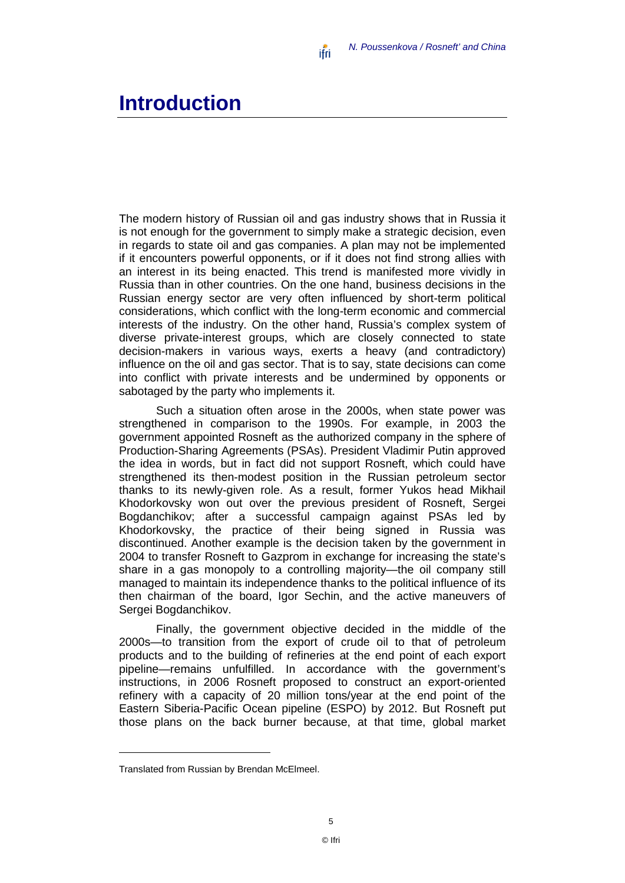# Introduction

The modern history of Russian oil and gas industry shows that in Russia it is not enough for the government to simply make a strategic decision, even in regards to state oil and gas companies. A plan may not be implemented if it encounters powerful opponents, or if it does not find strong allies with an interest in its being enacted. This trend is manifested more vividly in Russia than in other countries. On the one hand, business decisions in the Russian energy sector are very often influenced by short-term political considerations, which conflict with the long-term economic and commercial interests of the industry. On the other hand, Russia's complex system of diverse private-interest groups, which are closely connected to state decision-makers in various ways, exerts a heavy (and contradictory) influence on the oil and gas sector. That is to say, state decisions can come into conflict with private interests and be undermined by opponents or sabotaged by the party who implements it.

Such a situation often arose in the 2000s, when state power was strengthened in comparison to the 1990s. For example, in 2003 the government appointed Rosneft as the authorized company in the sphere of Production-Sharing Agreements (PSAs). President Vladimir Putin approved the idea in words, but in fact did not support Rosneft, which could have strengthened its then-modest position in the Russian petroleum sector thanks to its newly-given role. As a result, former Yukos head Mikhail Khodorkovsky won out over the previous president of Rosneft, Sergei Bogdanchikov; after a successful campaign against PSAs led by Khodorkovsky, the practice of their being signed in Russia was discontinued. Another example is the decision taken by the government in 2004 to transfer Rosneft to Gazprom in exchange for increasing the state's share in a gas monopoly to a controlling majority—the oil company still managed to maintain its independence thanks to the political influence of its then chairman of the board, Igor Sechin, and the active maneuvers of Sergei Bogdanchikov.

Finally, the government objective decided in the middle of the 2000s—to transition from the export of crude oil to that of petroleum products and to the building of refineries at the end point of each export pipeline—remains unfulfilled. In accordance with the government's instructions, in 2006 Rosneft proposed to construct an export-oriented refinery with a capacity of 20 million tons/year at the end point of the Eastern Siberia-Pacific Ocean pipeline (ESPO) by 2012. But Rosneft put those plans on the back burner because, at that time, global market

Translated from Russian by Brendan McElmeel.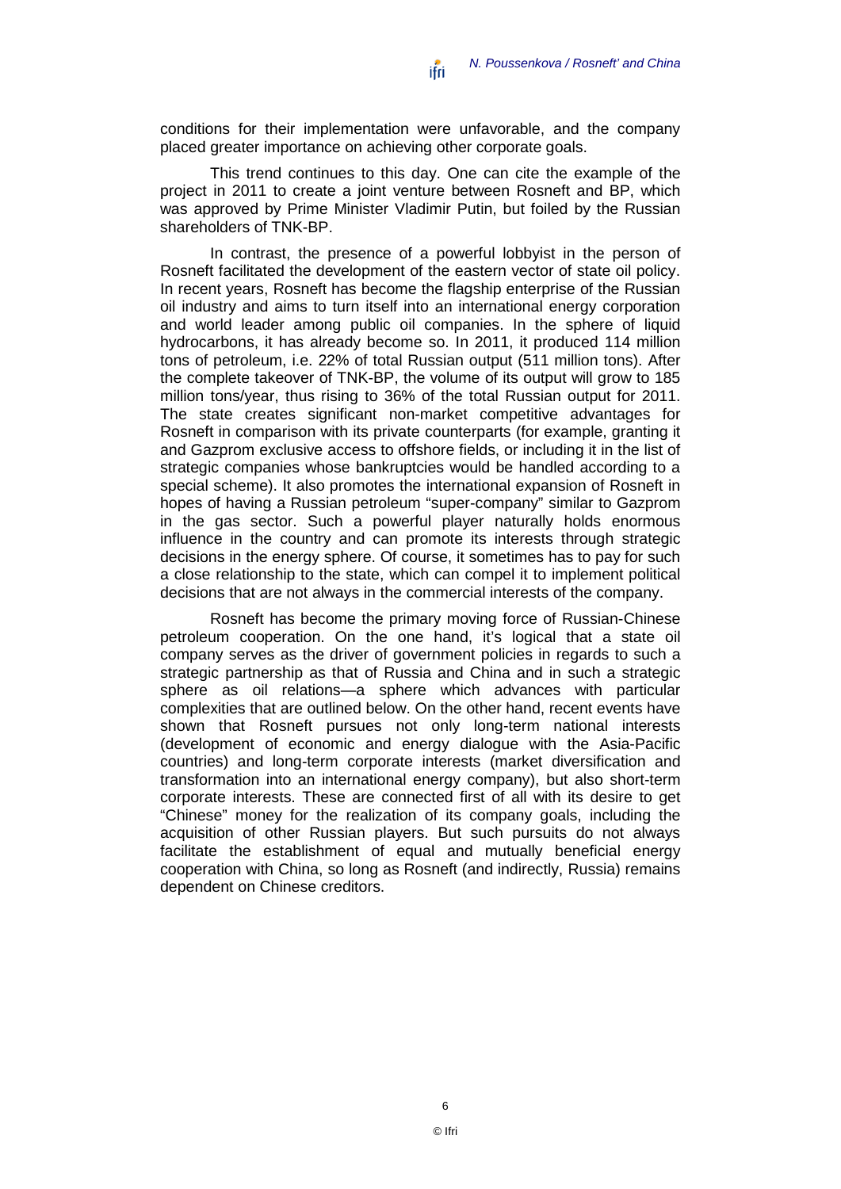conditions for their implementation were unfavorable, and the company placed greater importance on achieving other corporate goals.

This trend continues to this day. One can cite the example of the project in 2011 to create a joint venture between Rosneft and BP, which was approved by Prime Minister Vladimir Putin, but foiled by the Russian shareholders of TNK-BP.

In contrast, the presence of a powerful lobbyist in the person of Rosneft facilitated the development of the eastern vector of state oil policy. In recent years, Rosneft has become the flagship enterprise of the Russian oil industry and aims to turn itself into an international energy corporation and world leader among public oil companies. In the sphere of liquid hydrocarbons, it has already become so. In 2011, it produced 114 million tons of petroleum, i.e. 22% of total Russian output (511 million tons). After the complete takeover of TNK-BP, the volume of its output will grow to 185 million tons/year, thus rising to 36% of the total Russian output for 2011. The state creates significant non-market competitive advantages for Rosneft in comparison with its private counterparts (for example, granting it and Gazprom exclusive access to offshore fields, or including it in the list of strategic companies whose bankruptcies would be handled according to a special scheme). It also promotes the international expansion of Rosneft in hopes of having a Russian petroleum "super-company" similar to Gazprom in the gas sector. Such a powerful player naturally holds enormous influence in the country and can promote its interests through strategic decisions in the energy sphere. Of course, it sometimes has to pay for such a close relationship to the state, which can compel it to implement political decisions that are not always in the commercial interests of the company.

Rosneft has become the primary moving force of Russian-Chinese petroleum cooperation. On the one hand, it's logical that a state oil company serves as the driver of government policies in regards to such a strategic partnership as that of Russia and China and in such a strategic sphere as oil relations—a sphere which advances with particular complexities that are outlined below. On the other hand, recent events have shown that Rosneft pursues not only long-term national interests (development of economic and energy dialogue with the Asia-Pacific countries) and long-term corporate interests (market diversification and transformation into an international energy company), but also short-term corporate interests. These are connected first of all with its desire to get "Chinese" money for the realization of its company goals, including the acquisition of other Russian players. But such pursuits do not always facilitate the establishment of equal and mutually beneficial energy cooperation with China, so long as Rosneft (and indirectly, Russia) remains dependent on Chinese creditors.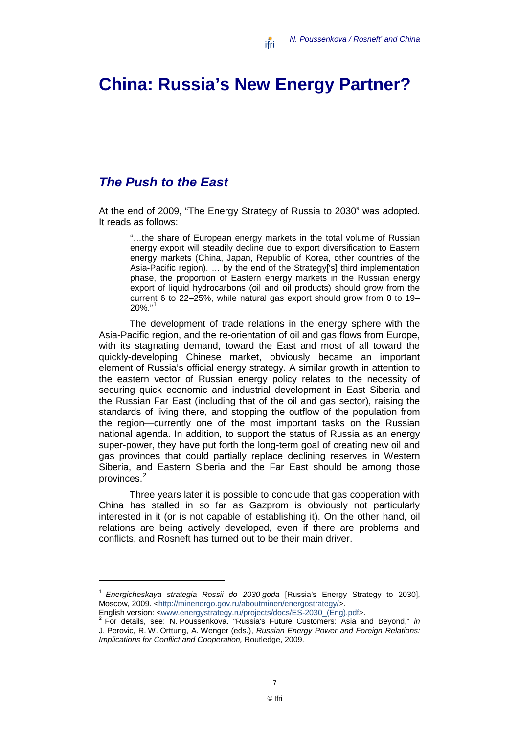# China: Russia's New Energy Partner?

## *The Push to the East*

At the end of 2009, "The Energy Strategy of Russia to 2030" was adopted. It reads as follows:

> "…the share of European energy markets in the total volume of Russian energy export will steadily decline due to export diversification to Eastern energy markets (China, Japan, Republic of Korea, other countries of the Asia-Pacific region). … by the end of the Strategy['s] third implementation phase, the proportion of Eastern energy markets in the Russian energy export of liquid hydrocarbons (oil and oil products) should grow from the current 6 to 22–25%, while natural gas export should grow from 0 to 19–20%."[1]

The development of trade relations in the energy sphere with the Asia-Pacific region, and the re-orientation of oil and gas flows from Europe, with its stagnating demand, toward the East and most of all toward the quickly-developing Chinese market, obviously became an important element of Russia's official energy strategy. A similar growth in attention to the eastern vector of Russian energy policy relates to the necessity of securing quick economic and industrial development in East Siberia and the Russian Far East (including that of the oil and gas sector), raising the standards of living there, and stopping the outflow of the population from the region—currently one of the most important tasks on the Russian national agenda. In addition, to support the status of Russia as an energy super-power, they have put forth the long-term goal of creating new oil and gas provinces that could partially replace declining reserves in Western Siberia, and Eastern Siberia and the Far East should be among those provinces.[2]

Three years later it is possible to conclude that gas cooperation with China has stalled in so far as Gazprom is obviously not particularly interested in it (or is not capable of establishing it). On the other hand, oil relations are being actively developed, even if there are problems and conflicts, and Rosneft has turned out to be their main driver.

---

[1] *Energicheskaya strategia Rossii do 2030 goda* [Russia's Energy Strategy to 2030], Moscow, 2009. <http://minenergo.gov.ru/aboutminen/energostrategy/>. English version: <www.energystrategy.ru/projects/docs/ES-2030_(Eng).pdf>.

[2] For details, see: N. Poussenkova. "Russia's Future Customers: Asia and Beyond," *in* J. Perovic, R. W. Orttung, A. Wenger (eds.), *Russian Energy Power and Foreign Relations: Implications for Conflict and Cooperation,* Routledge, 2009.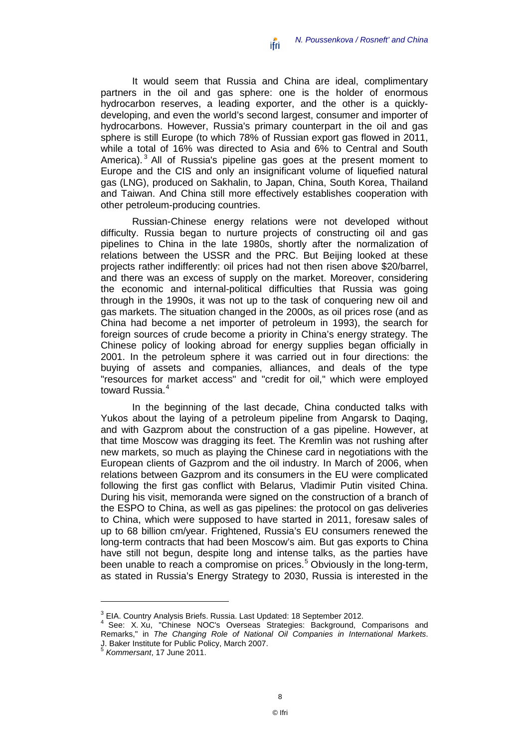It would seem that Russia and China are ideal, complimentary partners in the oil and gas sphere: one is the holder of enormous hydrocarbon reserves, a leading exporter, and the other is a quickly-developing, and even the world's second largest, consumer and importer of hydrocarbons. However, Russia's primary counterpart in the oil and gas sphere is still Europe (to which 78% of Russian export gas flowed in 2011, while a total of 16% was directed to Asia and 6% to Central and South America).[3] All of Russia's pipeline gas goes at the present moment to Europe and the CIS and only an insignificant volume of liquefied natural gas (LNG), produced on Sakhalin, to Japan, China, South Korea, Thailand and Taiwan. And China still more effectively establishes cooperation with other petroleum-producing countries.

Russian-Chinese energy relations were not developed without difficulty. Russia began to nurture projects of constructing oil and gas pipelines to China in the late 1980s, shortly after the normalization of relations between the USSR and the PRC. But Beijing looked at these projects rather indifferently: oil prices had not then risen above $20/barrel, and there was an excess of supply on the market. Moreover, considering the economic and internal-political difficulties that Russia was going through in the 1990s, it was not up to the task of conquering new oil and gas markets. The situation changed in the 2000s, as oil prices rose (and as China had become a net importer of petroleum in 1993), the search for foreign sources of crude become a priority in China's energy strategy. The Chinese policy of looking abroad for energy supplies began officially in 2001. In the petroleum sphere it was carried out in four directions: the buying of assets and companies, alliances, and deals of the type "resources for market access" and "credit for oil," which were employed toward Russia.[4]

In the beginning of the last decade, China conducted talks with Yukos about the laying of a petroleum pipeline from Angarsk to Daqing, and with Gazprom about the construction of a gas pipeline. However, at that time Moscow was dragging its feet. The Kremlin was not rushing after new markets, so much as playing the Chinese card in negotiations with the European clients of Gazprom and the oil industry. In March of 2006, when relations between Gazprom and its consumers in the EU were complicated following the first gas conflict with Belarus, Vladimir Putin visited China. During his visit, memoranda were signed on the construction of a branch of the ESPO to China, as well as gas pipelines: the protocol on gas deliveries to China, which were supposed to have started in 2011, foresaw sales of up to 68 billion cm/year. Frightened, Russia's EU consumers renewed the long-term contracts that had been Moscow's aim. But gas exports to China have still not begun, despite long and intense talks, as the parties have been unable to reach a compromise on prices.[5] Obviously in the long-term, as stated in Russia's Energy Strategy to 2030, Russia is interested in the

---

[3] EIA. Country Analysis Briefs. Russia. Last Updated: 18 September 2012.

[4] See: X. Xu, "Chinese NOC's Overseas Strategies: Background, Comparisons and Remarks," in *The Changing Role of National Oil Companies in International Markets*. J. Baker Institute for Public Policy, March 2007.

[5] *Kommersant*, 17 June 2011.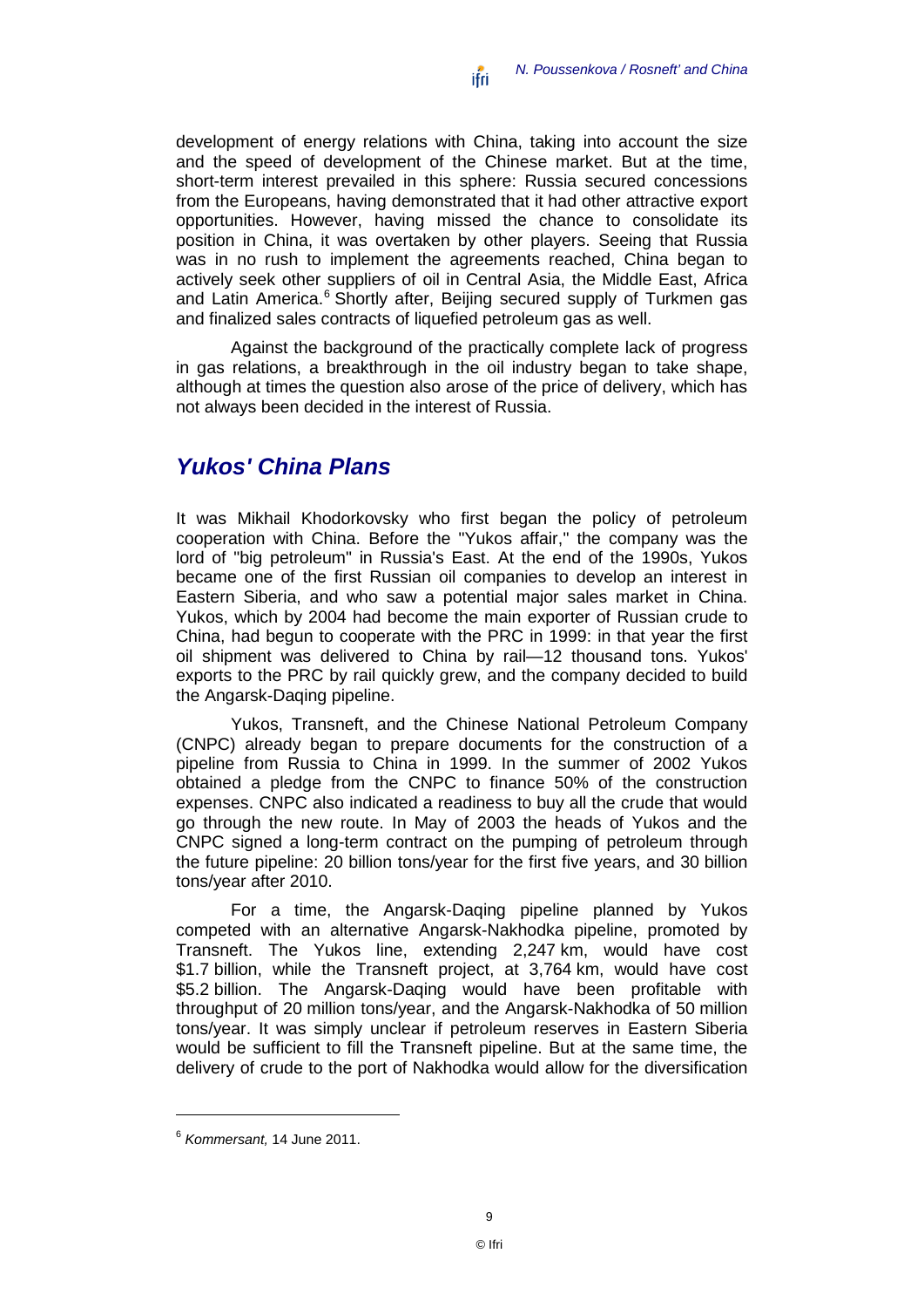development of energy relations with China, taking into account the size and the speed of development of the Chinese market. But at the time, short-term interest prevailed in this sphere: Russia secured concessions from the Europeans, having demonstrated that it had other attractive export opportunities. However, having missed the chance to consolidate its position in China, it was overtaken by other players. Seeing that Russia was in no rush to implement the agreements reached, China began to actively seek other suppliers of oil in Central Asia, the Middle East, Africa and Latin America.[6] Shortly after, Beijing secured supply of Turkmen gas and finalized sales contracts of liquefied petroleum gas as well.

Against the background of the practically complete lack of progress in gas relations, a breakthrough in the oil industry began to take shape, although at times the question also arose of the price of delivery, which has not always been decided in the interest of Russia.

## *Yukos' China Plans*

It was Mikhail Khodorkovsky who first began the policy of petroleum cooperation with China. Before the "Yukos affair," the company was the lord of "big petroleum" in Russia's East. At the end of the 1990s, Yukos became one of the first Russian oil companies to develop an interest in Eastern Siberia, and who saw a potential major sales market in China. Yukos, which by 2004 had become the main exporter of Russian crude to China, had begun to cooperate with the PRC in 1999: in that year the first oil shipment was delivered to China by rail—12 thousand tons. Yukos' exports to the PRC by rail quickly grew, and the company decided to build the Angarsk-Daqing pipeline.

Yukos, Transneft, and the Chinese National Petroleum Company (CNPC) already began to prepare documents for the construction of a pipeline from Russia to China in 1999. In the summer of 2002 Yukos obtained a pledge from the CNPC to finance 50% of the construction expenses. CNPC also indicated a readiness to buy all the crude that would go through the new route. In May of 2003 the heads of Yukos and the CNPC signed a long-term contract on the pumping of petroleum through the future pipeline: 20 billion tons/year for the first five years, and 30 billion tons/year after 2010.

For a time, the Angarsk-Daqing pipeline planned by Yukos competed with an alternative Angarsk-Nakhodka pipeline, promoted by Transneft. The Yukos line, extending 2,247 km, would have cost $1.7 billion, while the Transneft project, at 3,764 km, would have cost $5.2 billion. The Angarsk-Daqing would have been profitable with throughput of 20 million tons/year, and the Angarsk-Nakhodka of 50 million tons/year. It was simply unclear if petroleum reserves in Eastern Siberia would be sufficient to fill the Transneft pipeline. But at the same time, the delivery of crude to the port of Nakhodka would allow for the diversification

[6] *Kommersant,* 14 June 2011.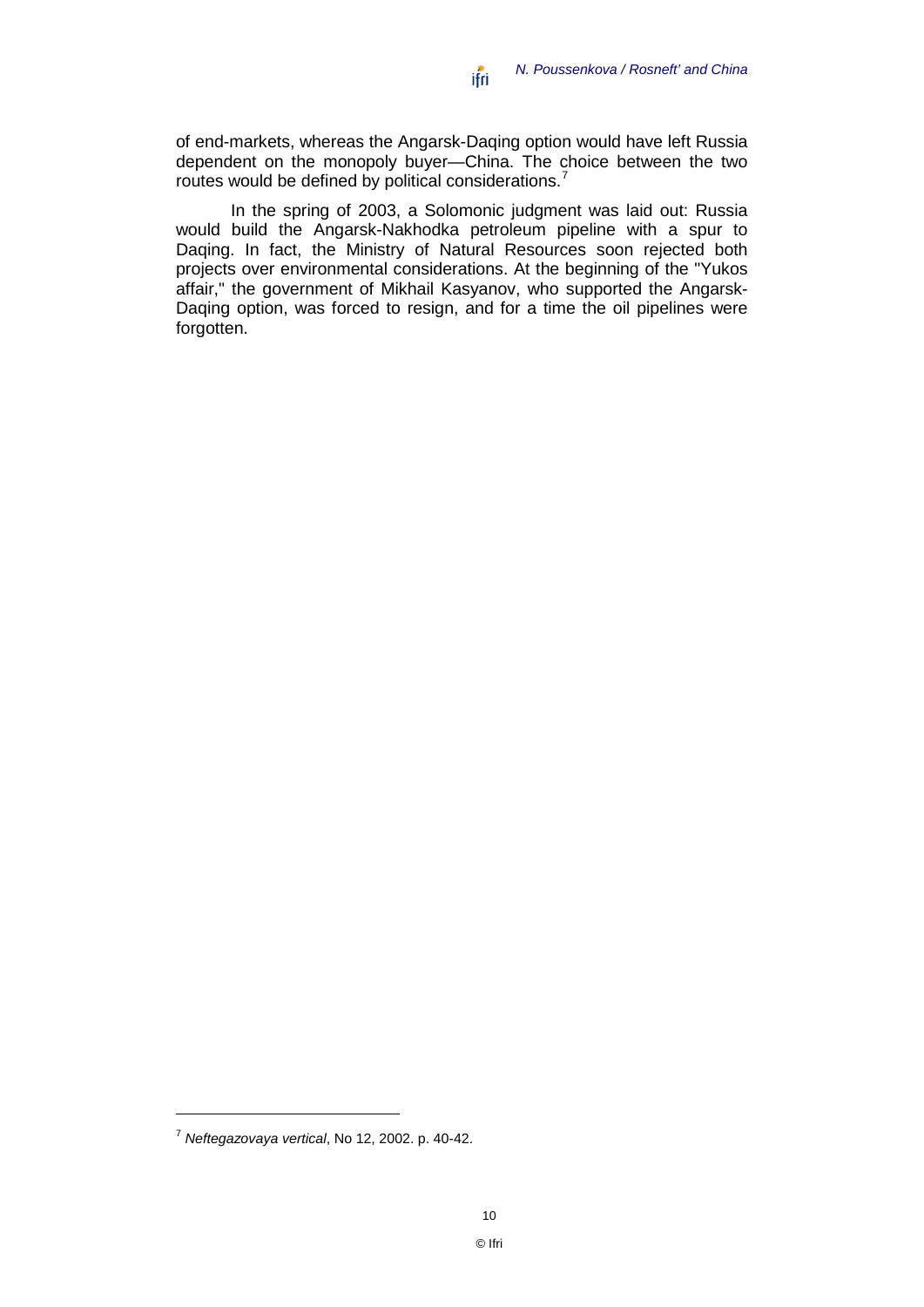of end-markets, whereas the Angarsk-Daqing option would have left Russia dependent on the monopoly buyer—China. The choice between the two routes would be defined by political considerations.[7]

In the spring of 2003, a Solomonic judgment was laid out: Russia would build the Angarsk-Nakhodka petroleum pipeline with a spur to Daqing. In fact, the Ministry of Natural Resources soon rejected both projects over environmental considerations. At the beginning of the "Yukos affair," the government of Mikhail Kasyanov, who supported the Angarsk-Daqing option, was forced to resign, and for a time the oil pipelines were forgotten.

---

[7] *Neftegazovaya vertical*, No 12, 2002. p. 40-42.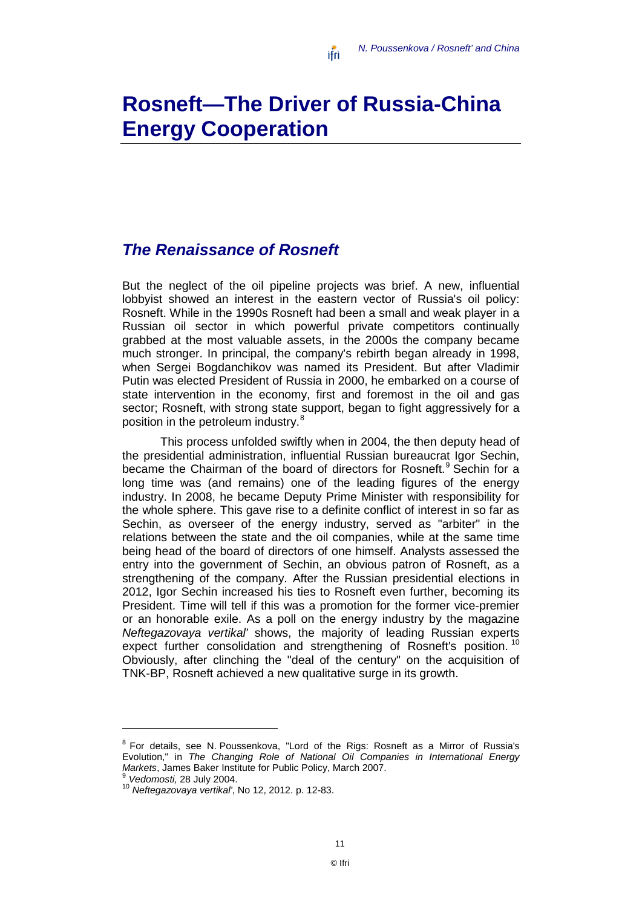# Rosneft—The Driver of Russia-China Energy Cooperation

## *The Renaissance of Rosneft*

But the neglect of the oil pipeline projects was brief. A new, influential lobbyist showed an interest in the eastern vector of Russia's oil policy: Rosneft. While in the 1990s Rosneft had been a small and weak player in a Russian oil sector in which powerful private competitors continually grabbed at the most valuable assets, in the 2000s the company became much stronger. In principal, the company's rebirth began already in 1998, when Sergei Bogdanchikov was named its President. But after Vladimir Putin was elected President of Russia in 2000, he embarked on a course of state intervention in the economy, first and foremost in the oil and gas sector; Rosneft, with strong state support, began to fight aggressively for a position in the petroleum industry.[8]

This process unfolded swiftly when in 2004, the then deputy head of the presidential administration, influential Russian bureaucrat Igor Sechin, became the Chairman of the board of directors for Rosneft.[9] Sechin for a long time was (and remains) one of the leading figures of the energy industry. In 2008, he became Deputy Prime Minister with responsibility for the whole sphere. This gave rise to a definite conflict of interest in so far as Sechin, as overseer of the energy industry, served as "arbiter" in the relations between the state and the oil companies, while at the same time being head of the board of directors of one himself. Analysts assessed the entry into the government of Sechin, an obvious patron of Rosneft, as a strengthening of the company. After the Russian presidential elections in 2012, Igor Sechin increased his ties to Rosneft even further, becoming its President. Time will tell if this was a promotion for the former vice-premier or an honorable exile. As a poll on the energy industry by the magazine *Neftegazovaya vertikal'* shows, the majority of leading Russian experts expect further consolidation and strengthening of Rosneft's position.[10] Obviously, after clinching the "deal of the century" on the acquisition of TNK-BP, Rosneft achieved a new qualitative surge in its growth.

---

[8] For details, see N. Poussenkova, "Lord of the Rigs: Rosneft as a Mirror of Russia's Evolution," in *The Changing Role of National Oil Companies in International Energy Markets*, James Baker Institute for Public Policy, March 2007.

[9] *Vedomosti,* 28 July 2004.

[10] *Neftegazovaya vertikal'*, No 12, 2012. p. 12-83.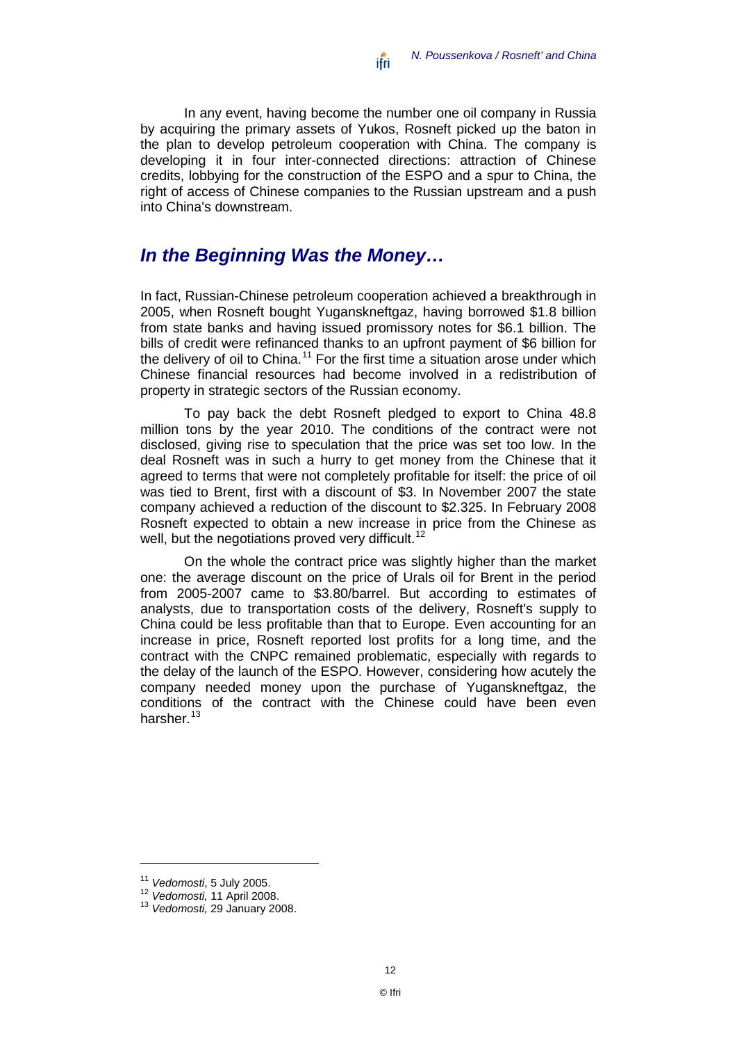In any event, having become the number one oil company in Russia by acquiring the primary assets of Yukos, Rosneft picked up the baton in the plan to develop petroleum cooperation with China. The company is developing it in four inter-connected directions: attraction of Chinese credits, lobbying for the construction of the ESPO and a spur to China, the right of access of Chinese companies to the Russian upstream and a push into China's downstream.

## *In the Beginning Was the Money…*

In fact, Russian-Chinese petroleum cooperation achieved a breakthrough in 2005, when Rosneft bought Yuganskneftgaz, having borrowed $1.8 billion from state banks and having issued promissory notes for $6.1 billion. The bills of credit were refinanced thanks to an upfront payment of $6 billion for the delivery of oil to China.[11] For the first time a situation arose under which Chinese financial resources had become involved in a redistribution of property in strategic sectors of the Russian economy.

To pay back the debt Rosneft pledged to export to China 48.8 million tons by the year 2010. The conditions of the contract were not disclosed, giving rise to speculation that the price was set too low. In the deal Rosneft was in such a hurry to get money from the Chinese that it agreed to terms that were not completely profitable for itself: the price of oil was tied to Brent, first with a discount of $3. In November 2007 the state company achieved a reduction of the discount to $2.325. In February 2008 Rosneft expected to obtain a new increase in price from the Chinese as well, but the negotiations proved very difficult.[12]

On the whole the contract price was slightly higher than the market one: the average discount on the price of Urals oil for Brent in the period from 2005-2007 came to $3.80/barrel. But according to estimates of analysts, due to transportation costs of the delivery, Rosneft's supply to China could be less profitable than that to Europe. Even accounting for an increase in price, Rosneft reported lost profits for a long time, and the contract with the CNPC remained problematic, especially with regards to the delay of the launch of the ESPO. However, considering how acutely the company needed money upon the purchase of Yuganskneftgaz, the conditions of the contract with the Chinese could have been even harsher.[13]

---

[11] *Vedomosti*, 5 July 2005.

[12] *Vedomosti,* 11 April 2008.

[13] *Vedomosti,* 29 January 2008.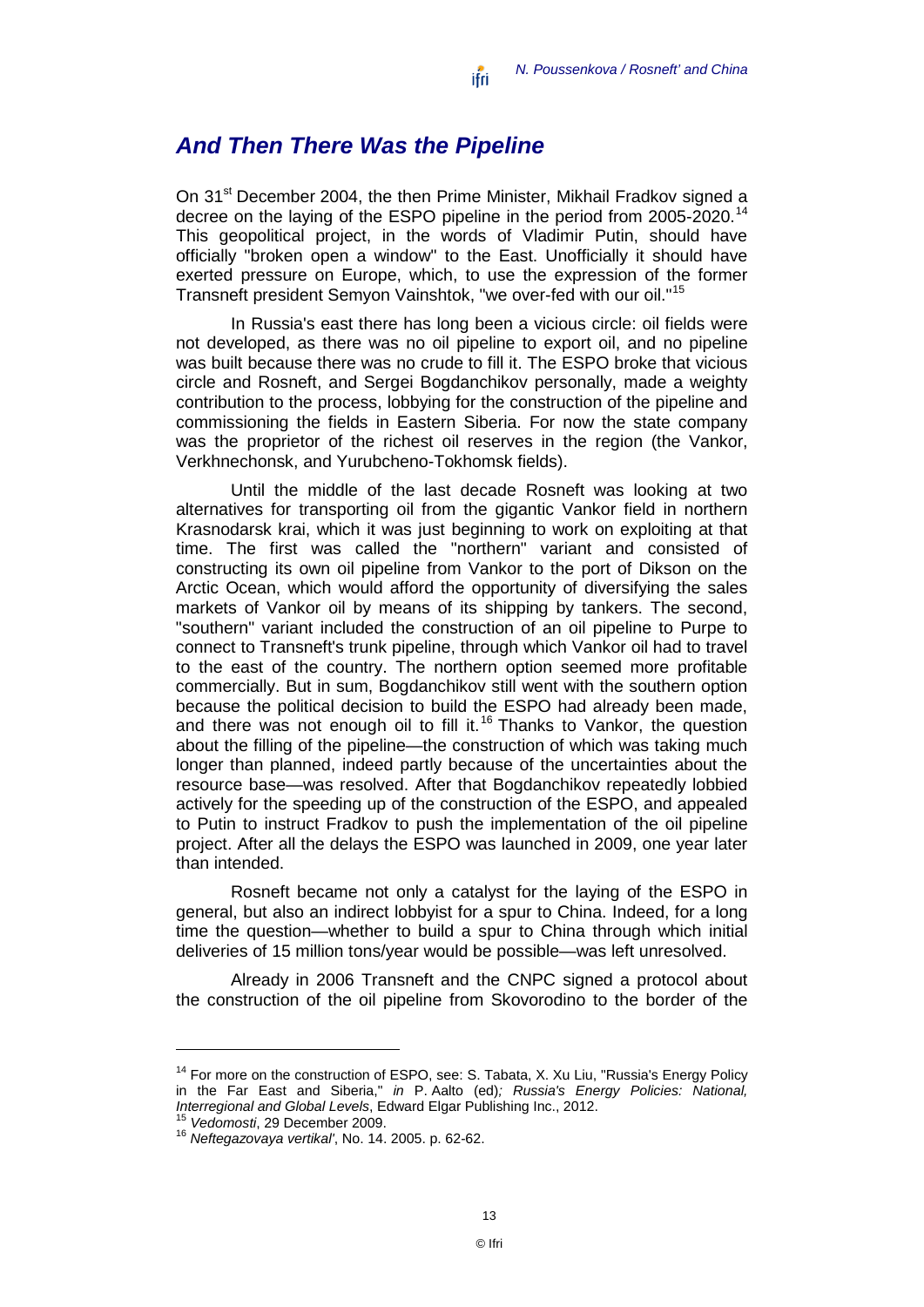## *And Then There Was the Pipeline*

On 31st December 2004, the then Prime Minister, Mikhail Fradkov signed a decree on the laying of the ESPO pipeline in the period from 2005-2020.[14] This geopolitical project, in the words of Vladimir Putin, should have officially "broken open a window" to the East. Unofficially it should have exerted pressure on Europe, which, to use the expression of the former Transneft president Semyon Vainshtok, "we over-fed with our oil."[15]

In Russia's east there has long been a vicious circle: oil fields were not developed, as there was no oil pipeline to export oil, and no pipeline was built because there was no crude to fill it. The ESPO broke that vicious circle and Rosneft, and Sergei Bogdanchikov personally, made a weighty contribution to the process, lobbying for the construction of the pipeline and commissioning the fields in Eastern Siberia. For now the state company was the proprietor of the richest oil reserves in the region (the Vankor, Verkhnechonsk, and Yurubcheno-Tokhomsk fields).

Until the middle of the last decade Rosneft was looking at two alternatives for transporting oil from the gigantic Vankor field in northern Krasnodarsk krai, which it was just beginning to work on exploiting at that time. The first was called the "northern" variant and consisted of constructing its own oil pipeline from Vankor to the port of Dikson on the Arctic Ocean, which would afford the opportunity of diversifying the sales markets of Vankor oil by means of its shipping by tankers. The second, "southern" variant included the construction of an oil pipeline to Purpe to connect to Transneft's trunk pipeline, through which Vankor oil had to travel to the east of the country. The northern option seemed more profitable commercially. But in sum, Bogdanchikov still went with the southern option because the political decision to build the ESPO had already been made, and there was not enough oil to fill it.[16] Thanks to Vankor, the question about the filling of the pipeline—the construction of which was taking much longer than planned, indeed partly because of the uncertainties about the resource base—was resolved. After that Bogdanchikov repeatedly lobbied actively for the speeding up of the construction of the ESPO, and appealed to Putin to instruct Fradkov to push the implementation of the oil pipeline project. After all the delays the ESPO was launched in 2009, one year later than intended.

Rosneft became not only a catalyst for the laying of the ESPO in general, but also an indirect lobbyist for a spur to China. Indeed, for a long time the question—whether to build a spur to China through which initial deliveries of 15 million tons/year would be possible—was left unresolved.

Already in 2006 Transneft and the CNPC signed a protocol about the construction of the oil pipeline from Skovorodino to the border of the

---

[14] For more on the construction of ESPO, see: S. Tabata, X. Xu Liu, "Russia's Energy Policy in the Far East and Siberia," *in* P. Aalto (ed)*; Russia's Energy Policies: National, Interregional and Global Levels*, Edward Elgar Publishing Inc., 2012.

[15] *Vedomosti*, 29 December 2009.

[16] *Neftegazovaya vertikal'*, No. 14. 2005. p. 62-62.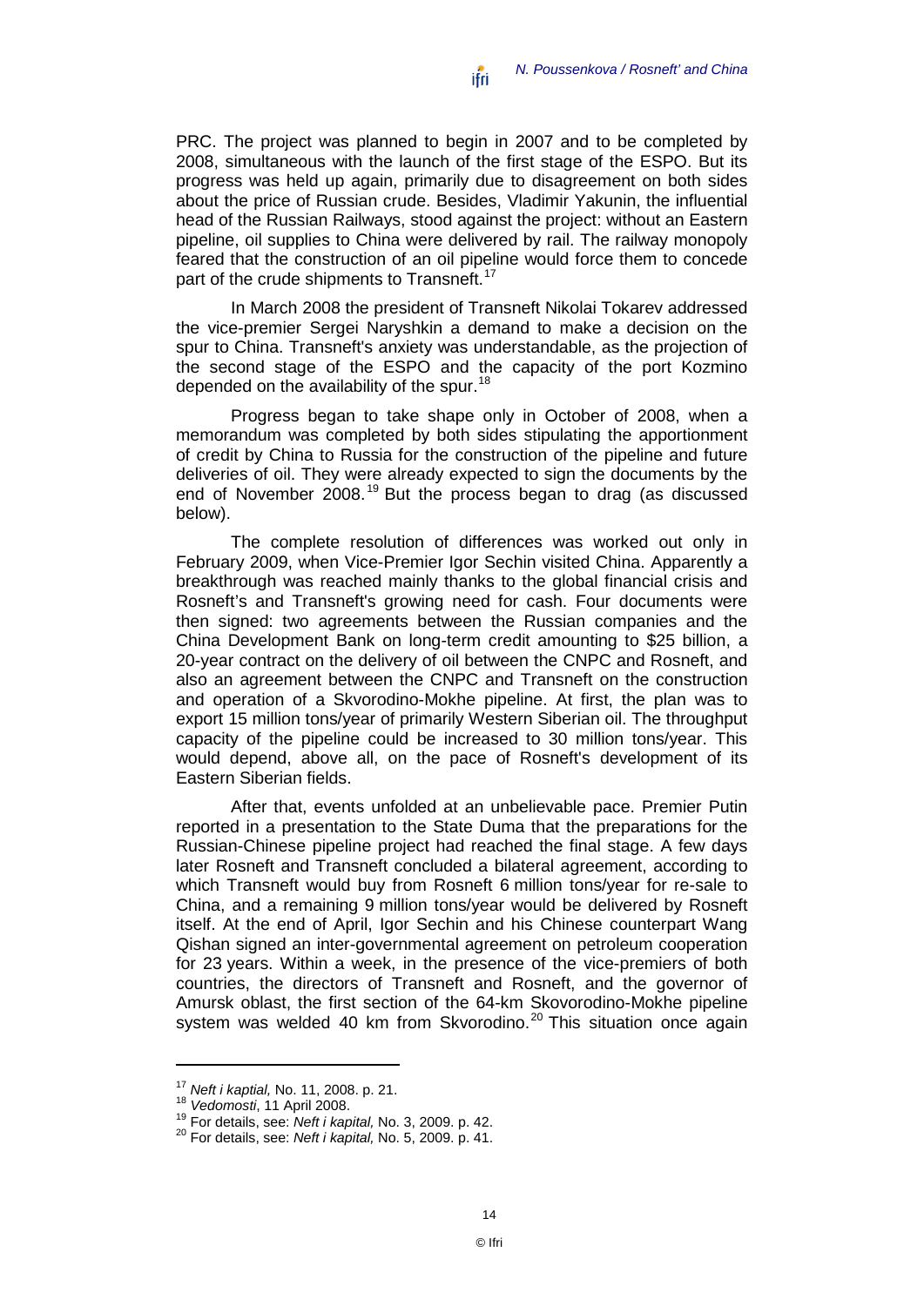PRC. The project was planned to begin in 2007 and to be completed by 2008, simultaneous with the launch of the first stage of the ESPO. But its progress was held up again, primarily due to disagreement on both sides about the price of Russian crude. Besides, Vladimir Yakunin, the influential head of the Russian Railways, stood against the project: without an Eastern pipeline, oil supplies to China were delivered by rail. The railway monopoly feared that the construction of an oil pipeline would force them to concede part of the crude shipments to Transneft.[17]

In March 2008 the president of Transneft Nikolai Tokarev addressed the vice-premier Sergei Naryshkin a demand to make a decision on the spur to China. Transneft's anxiety was understandable, as the projection of the second stage of the ESPO and the capacity of the port Kozmino depended on the availability of the spur.[18]

Progress began to take shape only in October of 2008, when a memorandum was completed by both sides stipulating the apportionment of credit by China to Russia for the construction of the pipeline and future deliveries of oil. They were already expected to sign the documents by the end of November 2008.[19] But the process began to drag (as discussed below).

The complete resolution of differences was worked out only in February 2009, when Vice-Premier Igor Sechin visited China. Apparently a breakthrough was reached mainly thanks to the global financial crisis and Rosneft's and Transneft's growing need for cash. Four documents were then signed: two agreements between the Russian companies and the China Development Bank on long-term credit amounting to $25 billion, a 20-year contract on the delivery of oil between the CNPC and Rosneft, and also an agreement between the CNPC and Transneft on the construction and operation of a Skvorodino-Mokhe pipeline. At first, the plan was to export 15 million tons/year of primarily Western Siberian oil. The throughput capacity of the pipeline could be increased to 30 million tons/year. This would depend, above all, on the pace of Rosneft's development of its Eastern Siberian fields.

After that, events unfolded at an unbelievable pace. Premier Putin reported in a presentation to the State Duma that the preparations for the Russian-Chinese pipeline project had reached the final stage. A few days later Rosneft and Transneft concluded a bilateral agreement, according to which Transneft would buy from Rosneft 6 million tons/year for re-sale to China, and a remaining 9 million tons/year would be delivered by Rosneft itself. At the end of April, Igor Sechin and his Chinese counterpart Wang Qishan signed an inter-governmental agreement on petroleum cooperation for 23 years. Within a week, in the presence of the vice-premiers of both countries, the directors of Transneft and Rosneft, and the governor of Amursk oblast, the first section of the 64-km Skovorodino-Mokhe pipeline system was welded 40 km from Skvorodino.[20] This situation once again

---

[17] *Neft i kaptial,* No. 11, 2008. p. 21.

[18] *Vedomosti*, 11 April 2008.

[19] For details, see: *Neft i kapital,* No. 3, 2009. p. 42.

[20] For details, see: *Neft i kapital,* No. 5, 2009. p. 41.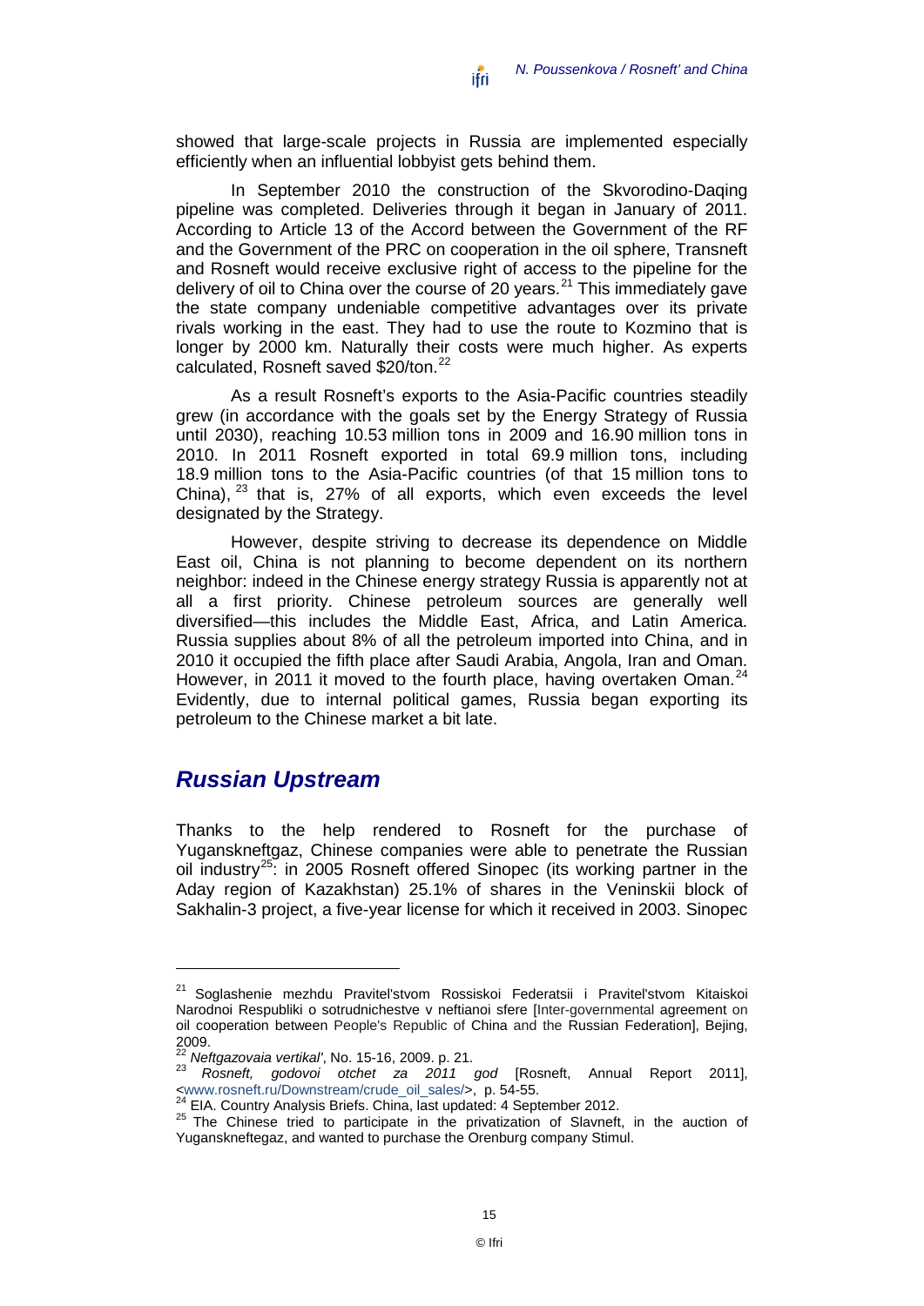showed that large-scale projects in Russia are implemented especially efficiently when an influential lobbyist gets behind them.

In September 2010 the construction of the Skvorodino-Daqing pipeline was completed. Deliveries through it began in January of 2011. According to Article 13 of the Accord between the Government of the RF and the Government of the PRC on cooperation in the oil sphere, Transneft and Rosneft would receive exclusive right of access to the pipeline for the delivery of oil to China over the course of 20 years.[21] This immediately gave the state company undeniable competitive advantages over its private rivals working in the east. They had to use the route to Kozmino that is longer by 2000 km. Naturally their costs were much higher. As experts calculated, Rosneft saved $20/ton.[22]

As a result Rosneft's exports to the Asia-Pacific countries steadily grew (in accordance with the goals set by the Energy Strategy of Russia until 2030), reaching 10.53 million tons in 2009 and 16.90 million tons in 2010. In 2011 Rosneft exported in total 69.9 million tons, including 18.9 million tons to the Asia-Pacific countries (of that 15 million tons to China), [23] that is, 27% of all exports, which even exceeds the level designated by the Strategy.

However, despite striving to decrease its dependence on Middle East oil, China is not planning to become dependent on its northern neighbor: indeed in the Chinese energy strategy Russia is apparently not at all a first priority. Chinese petroleum sources are generally well diversified—this includes the Middle East, Africa, and Latin America. Russia supplies about 8% of all the petroleum imported into China, and in 2010 it occupied the fifth place after Saudi Arabia, Angola, Iran and Oman. However, in 2011 it moved to the fourth place, having overtaken Oman.[24] Evidently, due to internal political games, Russia began exporting its petroleum to the Chinese market a bit late.

## *Russian Upstream*

Thanks to the help rendered to Rosneft for the purchase of Yuganskneftgaz, Chinese companies were able to penetrate the Russian oil industry[25]: in 2005 Rosneft offered Sinopec (its working partner in the Aday region of Kazakhstan) 25.1% of shares in the Veninskii block of Sakhalin-3 project, a five-year license for which it received in 2003. Sinopec

---

[21] Soglashenie mezhdu Pravitel'stvom Rossiskoi Federatsii i Pravitel'stvom Kitaiskoi Narodnoi Respubliki o sotrudnichestve v neftianoi sfere [Inter-governmental agreement on oil cooperation between People's Republic of China and the Russian Federation], Bejing, 2009.

[22] *Neftgazovaia vertikal'*, No. 15-16, 2009. p. 21.

[23] *Rosneft, godovoi otchet za 2011 god* [Rosneft, Annual Report 2011], <www.rosneft.ru/Downstream/crude_oil_sales/>, p. 54-55.

[24] EIA. Country Analysis Briefs. China, last updated: 4 September 2012.

[25] The Chinese tried to participate in the privatization of Slavneft, in the auction of Yuganskneftegaz, and wanted to purchase the Orenburg company Stimul.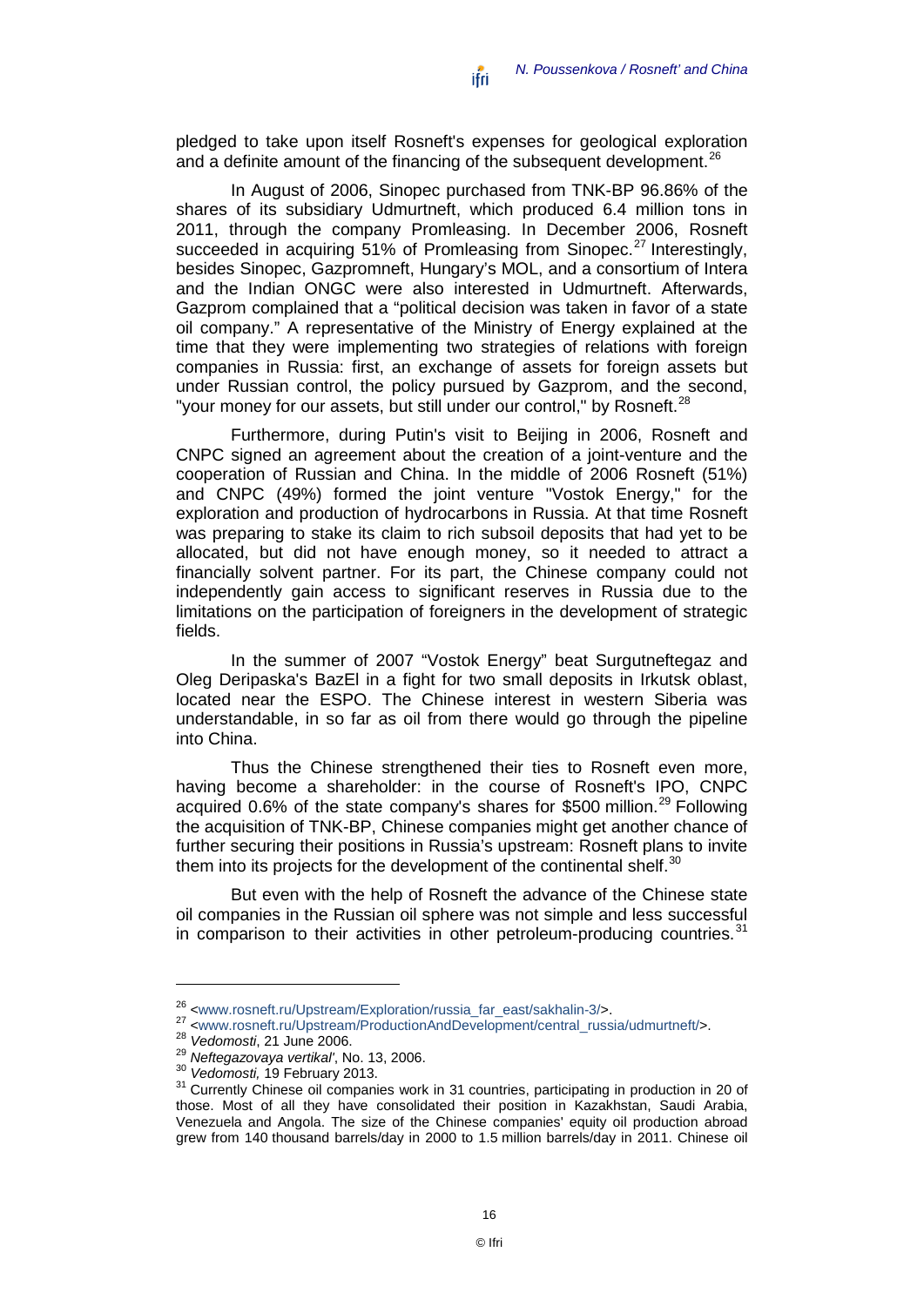pledged to take upon itself Rosneft's expenses for geological exploration and a definite amount of the financing of the subsequent development.[26]

In August of 2006, Sinopec purchased from TNK-BP 96.86% of the shares of its subsidiary Udmurtneft, which produced 6.4 million tons in 2011, through the company Promleasing. In December 2006, Rosneft succeeded in acquiring 51% of Promleasing from Sinopec.[27] Interestingly, besides Sinopec, Gazpromneft, Hungary's MOL, and a consortium of Intera and the Indian ONGC were also interested in Udmurtneft. Afterwards, Gazprom complained that a "political decision was taken in favor of a state oil company." A representative of the Ministry of Energy explained at the time that they were implementing two strategies of relations with foreign companies in Russia: first, an exchange of assets for foreign assets but under Russian control, the policy pursued by Gazprom, and the second, "your money for our assets, but still under our control," by Rosneft.[28]

Furthermore, during Putin's visit to Beijing in 2006, Rosneft and CNPC signed an agreement about the creation of a joint-venture and the cooperation of Russian and China. In the middle of 2006 Rosneft (51%) and CNPC (49%) formed the joint venture "Vostok Energy," for the exploration and production of hydrocarbons in Russia. At that time Rosneft was preparing to stake its claim to rich subsoil deposits that had yet to be allocated, but did not have enough money, so it needed to attract a financially solvent partner. For its part, the Chinese company could not independently gain access to significant reserves in Russia due to the limitations on the participation of foreigners in the development of strategic fields.

In the summer of 2007 "Vostok Energy" beat Surgutneftegaz and Oleg Deripaska's BazEl in a fight for two small deposits in Irkutsk oblast, located near the ESPO. The Chinese interest in western Siberia was understandable, in so far as oil from there would go through the pipeline into China.

Thus the Chinese strengthened their ties to Rosneft even more, having become a shareholder: in the course of Rosneft's IPO, CNPC acquired 0.6% of the state company's shares for $500 million.[29] Following the acquisition of TNK-BP, Chinese companies might get another chance of further securing their positions in Russia's upstream: Rosneft plans to invite them into its projects for the development of the continental shelf.[30]

But even with the help of Rosneft the advance of the Chinese state oil companies in the Russian oil sphere was not simple and less successful in comparison to their activities in other petroleum-producing countries.[31]

---

[26] <www.rosneft.ru/Upstream/Exploration/russia_far_east/sakhalin-3/>.

[27] <www.rosneft.ru/Upstream/ProductionAndDevelopment/central_russia/udmurtneft/>.

[28] *Vedomosti*, 21 June 2006.

[29] *Neftegazovaya vertikal'*, No. 13, 2006.

[30] *Vedomosti,* 19 February 2013.

[31] Currently Chinese oil companies work in 31 countries, participating in production in 20 of those. Most of all they have consolidated their position in Kazakhstan, Saudi Arabia, Venezuela and Angola. The size of the Chinese companies' equity oil production abroad grew from 140 thousand barrels/day in 2000 to 1.5 million barrels/day in 2011. Chinese oil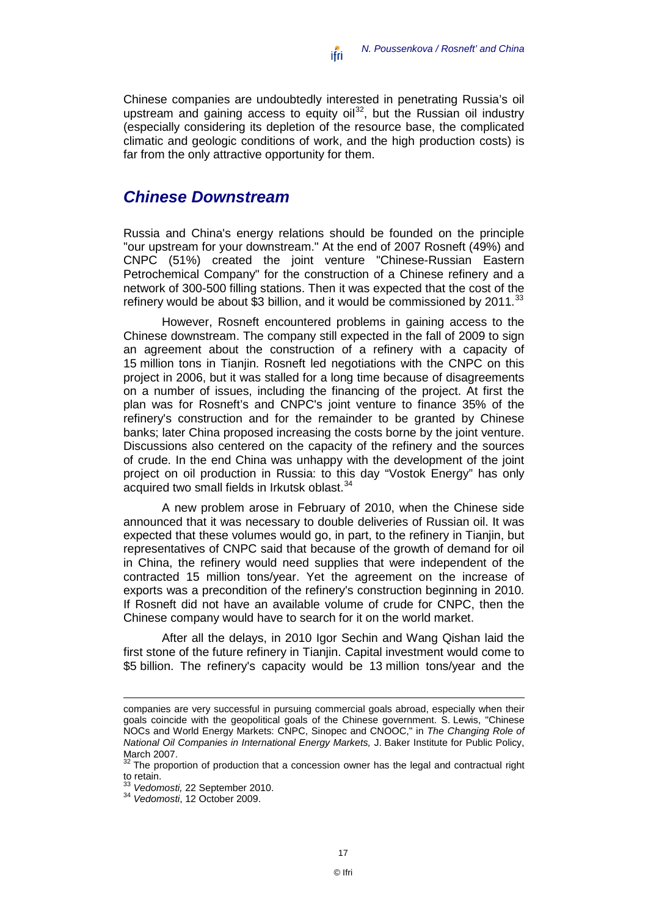Chinese companies are undoubtedly interested in penetrating Russia's oil upstream and gaining access to equity oil[32], but the Russian oil industry (especially considering its depletion of the resource base, the complicated climatic and geologic conditions of work, and the high production costs) is far from the only attractive opportunity for them.

## *Chinese Downstream*

Russia and China's energy relations should be founded on the principle "our upstream for your downstream." At the end of 2007 Rosneft (49%) and CNPC (51%) created the joint venture "Chinese-Russian Eastern Petrochemical Company" for the construction of a Chinese refinery and a network of 300-500 filling stations. Then it was expected that the cost of the refinery would be about $3 billion, and it would be commissioned by 2011.[33]

However, Rosneft encountered problems in gaining access to the Chinese downstream. The company still expected in the fall of 2009 to sign an agreement about the construction of a refinery with a capacity of 15 million tons in Tianjin. Rosneft led negotiations with the CNPC on this project in 2006, but it was stalled for a long time because of disagreements on a number of issues, including the financing of the project. At first the plan was for Rosneft's and CNPC's joint venture to finance 35% of the refinery's construction and for the remainder to be granted by Chinese banks; later China proposed increasing the costs borne by the joint venture. Discussions also centered on the capacity of the refinery and the sources of crude. In the end China was unhappy with the development of the joint project on oil production in Russia: to this day "Vostok Energy" has only acquired two small fields in Irkutsk oblast.[34]

A new problem arose in February of 2010, when the Chinese side announced that it was necessary to double deliveries of Russian oil. It was expected that these volumes would go, in part, to the refinery in Tianjin, but representatives of CNPC said that because of the growth of demand for oil in China, the refinery would need supplies that were independent of the contracted 15 million tons/year. Yet the agreement on the increase of exports was a precondition of the refinery's construction beginning in 2010. If Rosneft did not have an available volume of crude for CNPC, then the Chinese company would have to search for it on the world market.

After all the delays, in 2010 Igor Sechin and Wang Qishan laid the first stone of the future refinery in Tianjin. Capital investment would come to $5 billion. The refinery's capacity would be 13 million tons/year and the

---

companies are very successful in pursuing commercial goals abroad, especially when their goals coincide with the geopolitical goals of the Chinese government. S. Lewis, "Chinese NOCs and World Energy Markets: CNPC, Sinopec and CNOOC," in *The Changing Role of National Oil Companies in International Energy Markets,* J. Baker Institute for Public Policy, March 2007.

[32] The proportion of production that a concession owner has the legal and contractual right to retain.

[33] *Vedomosti,* 22 September 2010.

[34] *Vedomosti*, 12 October 2009.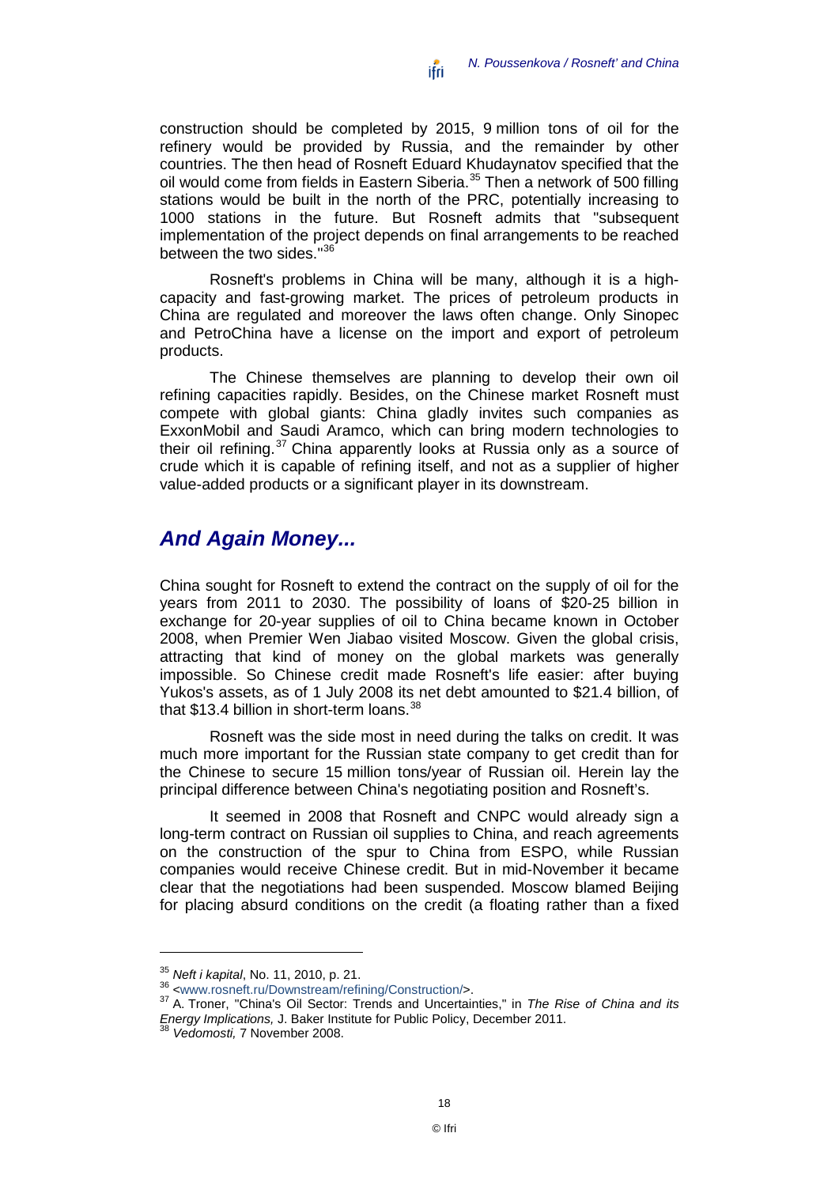construction should be completed by 2015, 9 million tons of oil for the refinery would be provided by Russia, and the remainder by other countries. The then head of Rosneft Eduard Khudaynatov specified that the oil would come from fields in Eastern Siberia.[35] Then a network of 500 filling stations would be built in the north of the PRC, potentially increasing to 1000 stations in the future. But Rosneft admits that "subsequent implementation of the project depends on final arrangements to be reached between the two sides."[36]

Rosneft's problems in China will be many, although it is a high-capacity and fast-growing market. The prices of petroleum products in China are regulated and moreover the laws often change. Only Sinopec and PetroChina have a license on the import and export of petroleum products.

The Chinese themselves are planning to develop their own oil refining capacities rapidly. Besides, on the Chinese market Rosneft must compete with global giants: China gladly invites such companies as ExxonMobil and Saudi Aramco, which can bring modern technologies to their oil refining.[37] China apparently looks at Russia only as a source of crude which it is capable of refining itself, and not as a supplier of higher value-added products or a significant player in its downstream.

## *And Again Money...*

China sought for Rosneft to extend the contract on the supply of oil for the years from 2011 to 2030. The possibility of loans of $20-25 billion in exchange for 20-year supplies of oil to China became known in October 2008, when Premier Wen Jiabao visited Moscow. Given the global crisis, attracting that kind of money on the global markets was generally impossible. So Chinese credit made Rosneft's life easier: after buying Yukos's assets, as of 1 July 2008 its net debt amounted to $21.4 billion, of that $13.4 billion in short-term loans.[38]

Rosneft was the side most in need during the talks on credit. It was much more important for the Russian state company to get credit than for the Chinese to secure 15 million tons/year of Russian oil. Herein lay the principal difference between China's negotiating position and Rosneft's.

It seemed in 2008 that Rosneft and CNPC would already sign a long-term contract on Russian oil supplies to China, and reach agreements on the construction of the spur to China from ESPO, while Russian companies would receive Chinese credit. But in mid-November it became clear that the negotiations had been suspended. Moscow blamed Beijing for placing absurd conditions on the credit (a floating rather than a fixed

---

[35] *Neft i kapital*, No. 11, 2010, p. 21.

[36] <www.rosneft.ru/Downstream/refining/Construction/>.

[37] A. Troner, "China's Oil Sector: Trends and Uncertainties," in *The Rise of China and its Energy Implications,* J. Baker Institute for Public Policy, December 2011.

[38] *Vedomosti,* 7 November 2008.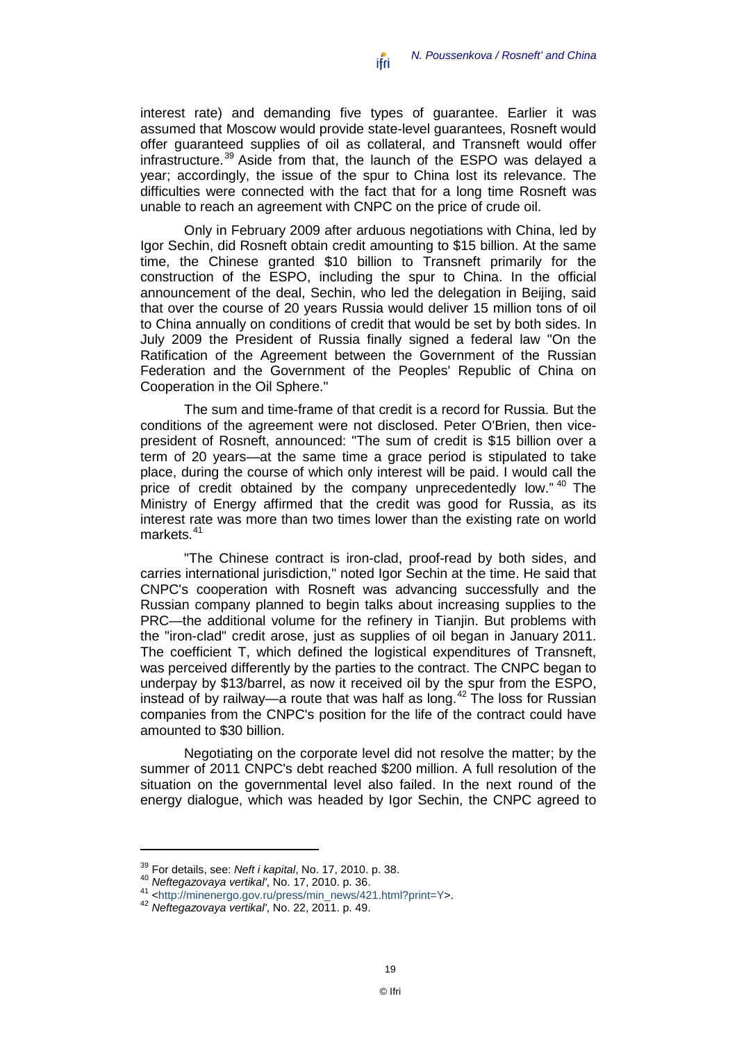interest rate) and demanding five types of guarantee. Earlier it was assumed that Moscow would provide state-level guarantees, Rosneft would offer guaranteed supplies of oil as collateral, and Transneft would offer infrastructure.[39] Aside from that, the launch of the ESPO was delayed a year; accordingly, the issue of the spur to China lost its relevance. The difficulties were connected with the fact that for a long time Rosneft was unable to reach an agreement with CNPC on the price of crude oil.

Only in February 2009 after arduous negotiations with China, led by Igor Sechin, did Rosneft obtain credit amounting to $15 billion. At the same time, the Chinese granted $10 billion to Transneft primarily for the construction of the ESPO, including the spur to China. In the official announcement of the deal, Sechin, who led the delegation in Beijing, said that over the course of 20 years Russia would deliver 15 million tons of oil to China annually on conditions of credit that would be set by both sides. In July 2009 the President of Russia finally signed a federal law "On the Ratification of the Agreement between the Government of the Russian Federation and the Government of the Peoples' Republic of China on Cooperation in the Oil Sphere."

The sum and time-frame of that credit is a record for Russia. But the conditions of the agreement were not disclosed. Peter O'Brien, then vice-president of Rosneft, announced: "The sum of credit is $15 billion over a term of 20 years—at the same time a grace period is stipulated to take place, during the course of which only interest will be paid. I would call the price of credit obtained by the company unprecedentedly low."[40] The Ministry of Energy affirmed that the credit was good for Russia, as its interest rate was more than two times lower than the existing rate on world markets.[41]

"The Chinese contract is iron-clad, proof-read by both sides, and carries international jurisdiction," noted Igor Sechin at the time. He said that CNPC's cooperation with Rosneft was advancing successfully and the Russian company planned to begin talks about increasing supplies to the PRC—the additional volume for the refinery in Tianjin. But problems with the "iron-clad" credit arose, just as supplies of oil began in January 2011. The coefficient T, which defined the logistical expenditures of Transneft, was perceived differently by the parties to the contract. The CNPC began to underpay by $13/barrel, as now it received oil by the spur from the ESPO, instead of by railway—a route that was half as long.[42] The loss for Russian companies from the CNPC's position for the life of the contract could have amounted to $30 billion.

Negotiating on the corporate level did not resolve the matter; by the summer of 2011 CNPC's debt reached $200 million. A full resolution of the situation on the governmental level also failed. In the next round of the energy dialogue, which was headed by Igor Sechin, the CNPC agreed to

---

[39] For details, see: *Neft i kapital*, No. 17, 2010. p. 38.

[40] *Neftegazovaya vertikal'*, No. 17, 2010. p. 36.

[41] <http://minenergo.gov.ru/press/min_news/421.html?print=Y>.

[42] *Neftegazovaya vertikal'*, No. 22, 2011. p. 49.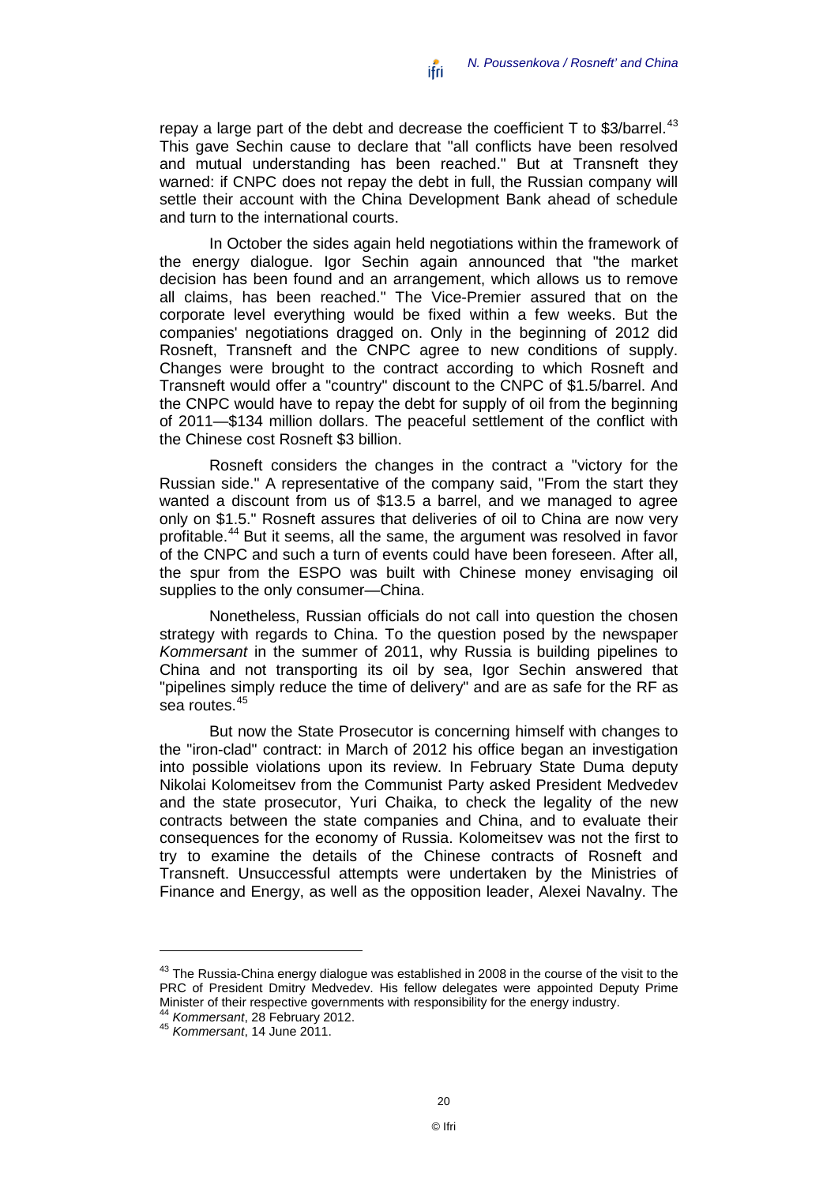repay a large part of the debt and decrease the coefficient T to $3/barrel.[43] This gave Sechin cause to declare that "all conflicts have been resolved and mutual understanding has been reached." But at Transneft they warned: if CNPC does not repay the debt in full, the Russian company will settle their account with the China Development Bank ahead of schedule and turn to the international courts.

In October the sides again held negotiations within the framework of the energy dialogue. Igor Sechin again announced that "the market decision has been found and an arrangement, which allows us to remove all claims, has been reached." The Vice-Premier assured that on the corporate level everything would be fixed within a few weeks. But the companies' negotiations dragged on. Only in the beginning of 2012 did Rosneft, Transneft and the CNPC agree to new conditions of supply. Changes were brought to the contract according to which Rosneft and Transneft would offer a "country" discount to the CNPC of $1.5/barrel. And the CNPC would have to repay the debt for supply of oil from the beginning of 2011—$134 million dollars. The peaceful settlement of the conflict with the Chinese cost Rosneft $3 billion.

Rosneft considers the changes in the contract a "victory for the Russian side." A representative of the company said, "From the start they wanted a discount from us of $13.5 a barrel, and we managed to agree only on $1.5." Rosneft assures that deliveries of oil to China are now very profitable.[44] But it seems, all the same, the argument was resolved in favor of the CNPC and such a turn of events could have been foreseen. After all, the spur from the ESPO was built with Chinese money envisaging oil supplies to the only consumer—China.

Nonetheless, Russian officials do not call into question the chosen strategy with regards to China. To the question posed by the newspaper *Kommersant* in the summer of 2011, why Russia is building pipelines to China and not transporting its oil by sea, Igor Sechin answered that "pipelines simply reduce the time of delivery" and are as safe for the RF as sea routes.[45]

But now the State Prosecutor is concerning himself with changes to the "iron-clad" contract: in March of 2012 his office began an investigation into possible violations upon its review. In February State Duma deputy Nikolai Kolomeitsev from the Communist Party asked President Medvedev and the state prosecutor, Yuri Chaika, to check the legality of the new contracts between the state companies and China, and to evaluate their consequences for the economy of Russia. Kolomeitsev was not the first to try to examine the details of the Chinese contracts of Rosneft and Transneft. Unsuccessful attempts were undertaken by the Ministries of Finance and Energy, as well as the opposition leader, Alexei Navalny. The

---

[43] The Russia-China energy dialogue was established in 2008 in the course of the visit to the PRC of President Dmitry Medvedev. His fellow delegates were appointed Deputy Prime Minister of their respective governments with responsibility for the energy industry.

[44] *Kommersant*, 28 February 2012.

[45] *Kommersant*, 14 June 2011.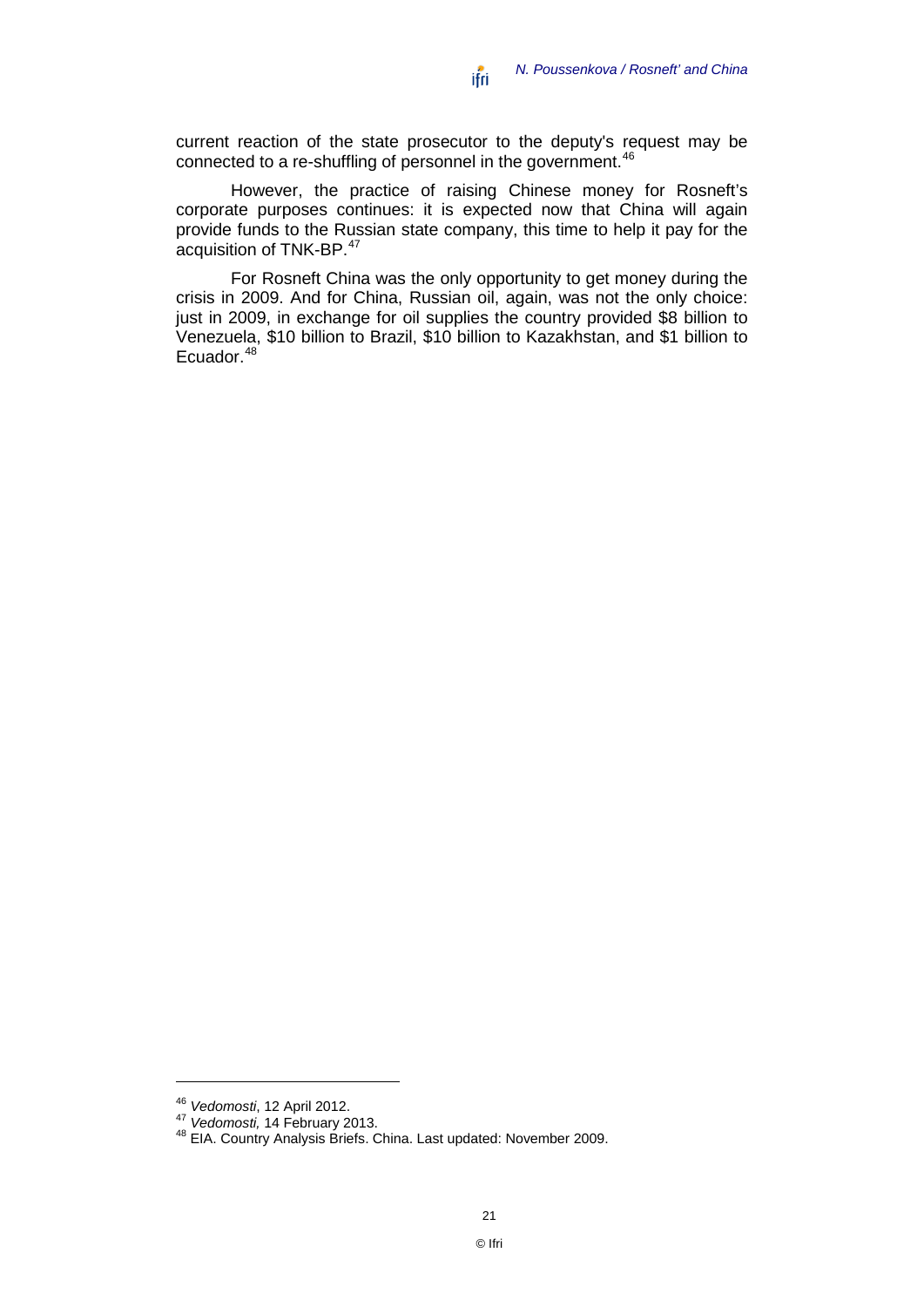current reaction of the state prosecutor to the deputy's request may be connected to a re-shuffling of personnel in the government.[46]

However, the practice of raising Chinese money for Rosneft's corporate purposes continues: it is expected now that China will again provide funds to the Russian state company, this time to help it pay for the acquisition of TNK-BP.[47]

For Rosneft China was the only opportunity to get money during the crisis in 2009. And for China, Russian oil, again, was not the only choice: just in 2009, in exchange for oil supplies the country provided \$8 billion to Venezuela, \$10 billion to Brazil, \$10 billion to Kazakhstan, and \$1 billion to Ecuador.[48]

---

[46] *Vedomosti*, 12 April 2012.

[47] *Vedomosti,* 14 February 2013.

[48] EIA. Country Analysis Briefs. China. Last updated: November 2009.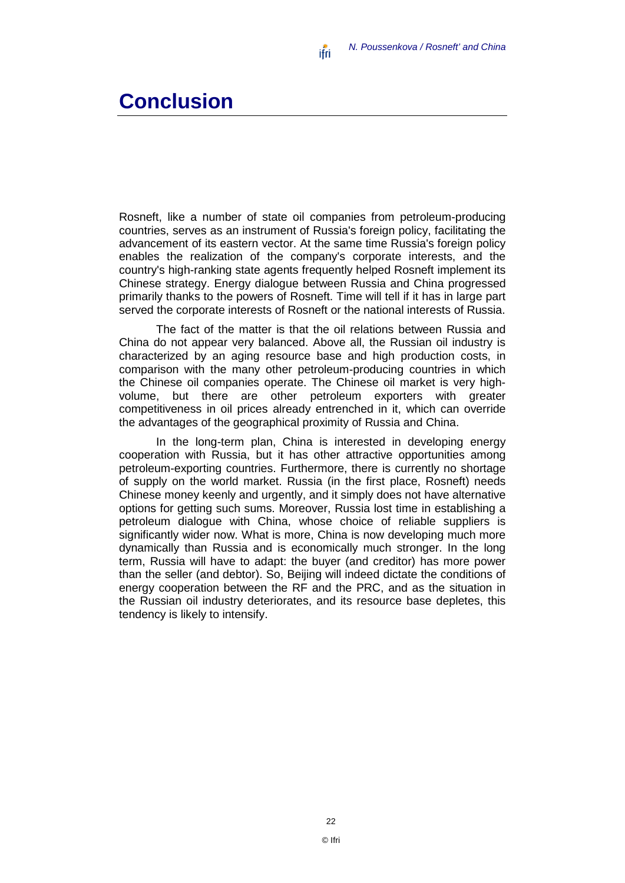# Conclusion

Rosneft, like a number of state oil companies from petroleum-producing countries, serves as an instrument of Russia's foreign policy, facilitating the advancement of its eastern vector. At the same time Russia's foreign policy enables the realization of the company's corporate interests, and the country's high-ranking state agents frequently helped Rosneft implement its Chinese strategy. Energy dialogue between Russia and China progressed primarily thanks to the powers of Rosneft. Time will tell if it has in large part served the corporate interests of Rosneft or the national interests of Russia.

The fact of the matter is that the oil relations between Russia and China do not appear very balanced. Above all, the Russian oil industry is characterized by an aging resource base and high production costs, in comparison with the many other petroleum-producing countries in which the Chinese oil companies operate. The Chinese oil market is very high-volume, but there are other petroleum exporters with greater competitiveness in oil prices already entrenched in it, which can override the advantages of the geographical proximity of Russia and China.

In the long-term plan, China is interested in developing energy cooperation with Russia, but it has other attractive opportunities among petroleum-exporting countries. Furthermore, there is currently no shortage of supply on the world market. Russia (in the first place, Rosneft) needs Chinese money keenly and urgently, and it simply does not have alternative options for getting such sums. Moreover, Russia lost time in establishing a petroleum dialogue with China, whose choice of reliable suppliers is significantly wider now. What is more, China is now developing much more dynamically than Russia and is economically much stronger. In the long term, Russia will have to adapt: the buyer (and creditor) has more power than the seller (and debtor). So, Beijing will indeed dictate the conditions of energy cooperation between the RF and the PRC, and as the situation in the Russian oil industry deteriorates, and its resource base depletes, this tendency is likely to intensify.